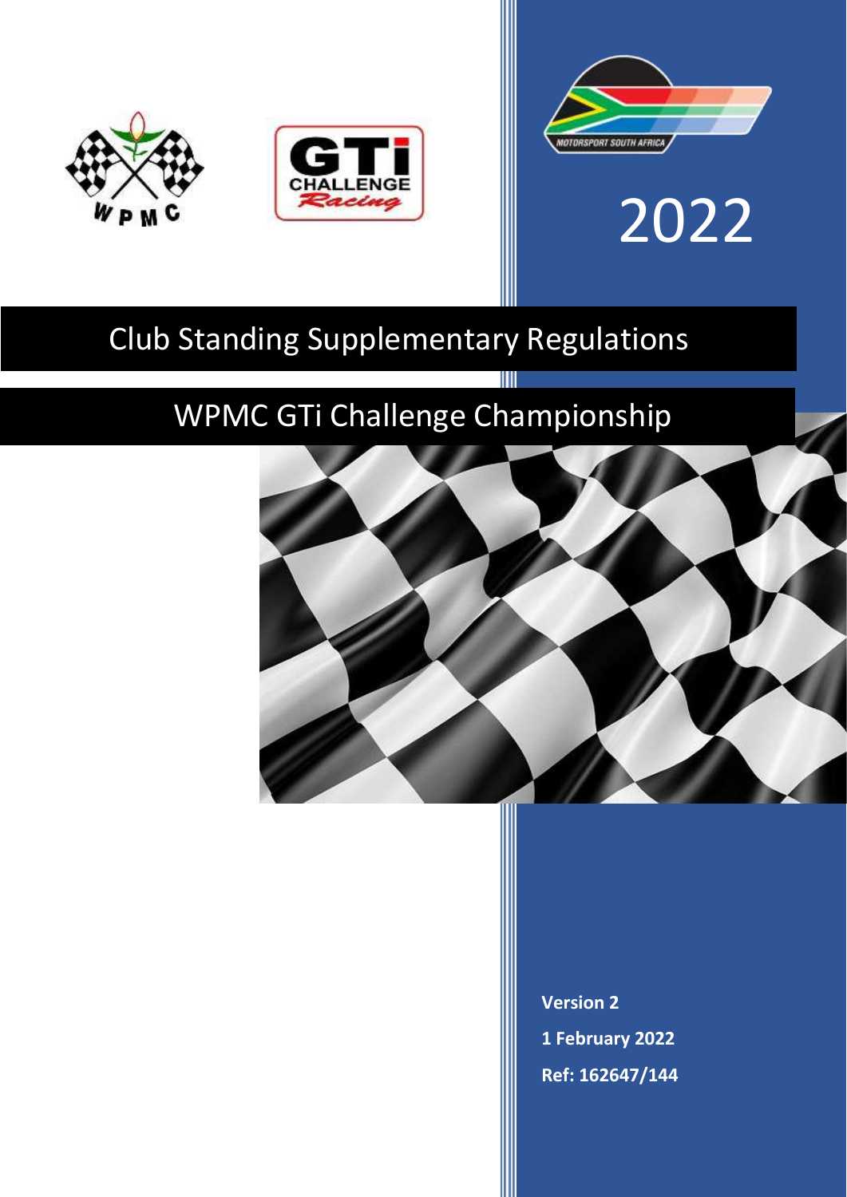2022

# Club Standing Supplementary Regulations

## WPMC GTi Challenge Championship

**Version 2**

**1 February 2022**

**Ref: 162647/144**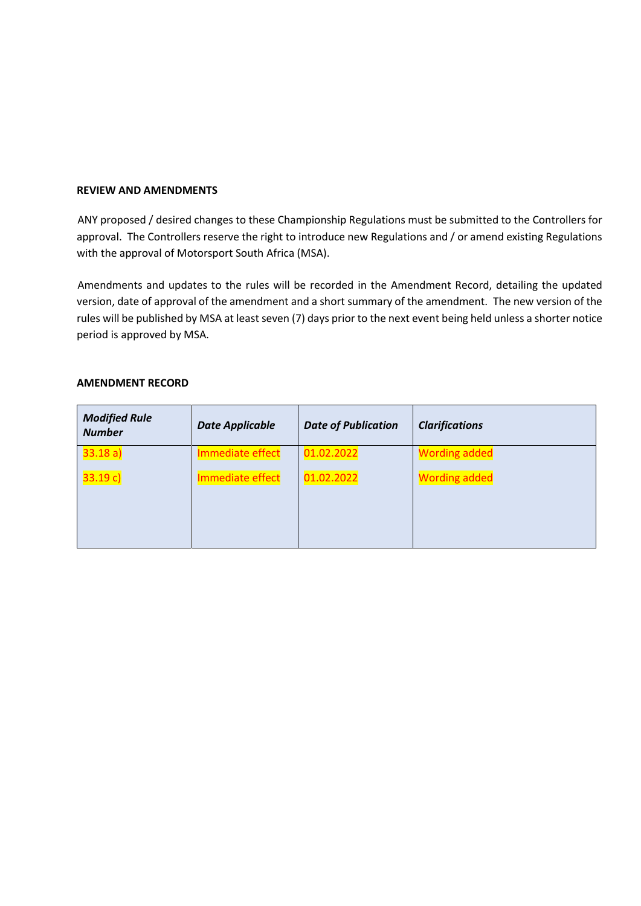**REVIEW AND AMENDMENTS**

ANY proposed / desired changes to these Championship Regulations must be submitted to the Controllers for approval. The Controllers reserve the right to introduce new Regulations and / or amend existing Regulations with the approval of Motorsport South Africa (MSA).

Amendments and updates to the rules will be recorded in the Amendment Record, detailing the updated version, date of approval of the amendment and a short summary of the amendment. The new version of the rules will be published by MSA at least seven (7) days prior to the next event being held unless a shorter notice period is approved by MSA.

**AMENDMENT RECORD**

| ***Modified Rule Number*** | ***Date Applicable*** | ***Date of Publication*** | ***Clarifications*** |
|---|---|---|---|
| 33.18 a) | Immediate effect | 01.02.2022 | Wording added |
| 33.19 c) | Immediate effect | 01.02.2022 | Wording added |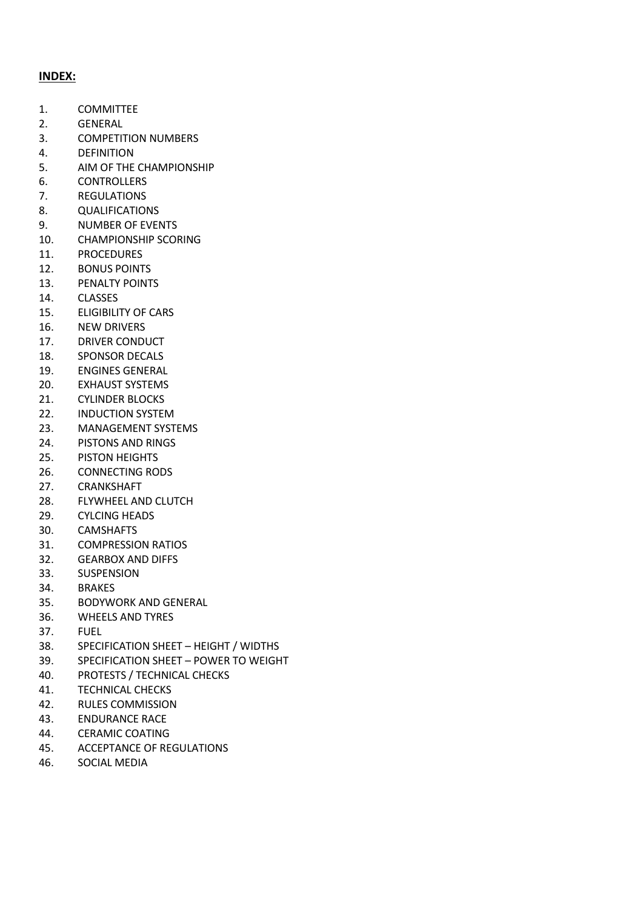**INDEX:**

1. COMMITTEE
2. GENERAL
3. COMPETITION NUMBERS
4. DEFINITION
5. AIM OF THE CHAMPIONSHIP
6. CONTROLLERS
7. REGULATIONS
8. QUALIFICATIONS
9. NUMBER OF EVENTS
10. CHAMPIONSHIP SCORING
11. PROCEDURES
12. BONUS POINTS
13. PENALTY POINTS
14. CLASSES
15. ELIGIBILITY OF CARS
16. NEW DRIVERS
17. DRIVER CONDUCT
18. SPONSOR DECALS
19. ENGINES GENERAL
20. EXHAUST SYSTEMS
21. CYLINDER BLOCKS
22. INDUCTION SYSTEM
23. MANAGEMENT SYSTEMS
24. PISTONS AND RINGS
25. PISTON HEIGHTS
26. CONNECTING RODS
27. CRANKSHAFT
28. FLYWHEEL AND CLUTCH
29. CYLCING HEADS
30. CAMSHAFTS
31. COMPRESSION RATIOS
32. GEARBOX AND DIFFS
33. SUSPENSION
34. BRAKES
35. BODYWORK AND GENERAL
36. WHEELS AND TYRES
37. FUEL
38. SPECIFICATION SHEET – HEIGHT / WIDTHS
39. SPECIFICATION SHEET – POWER TO WEIGHT
40. PROTESTS / TECHNICAL CHECKS
41. TECHNICAL CHECKS
42. RULES COMMISSION
43. ENDURANCE RACE
44. CERAMIC COATING
45. ACCEPTANCE OF REGULATIONS
46. SOCIAL MEDIA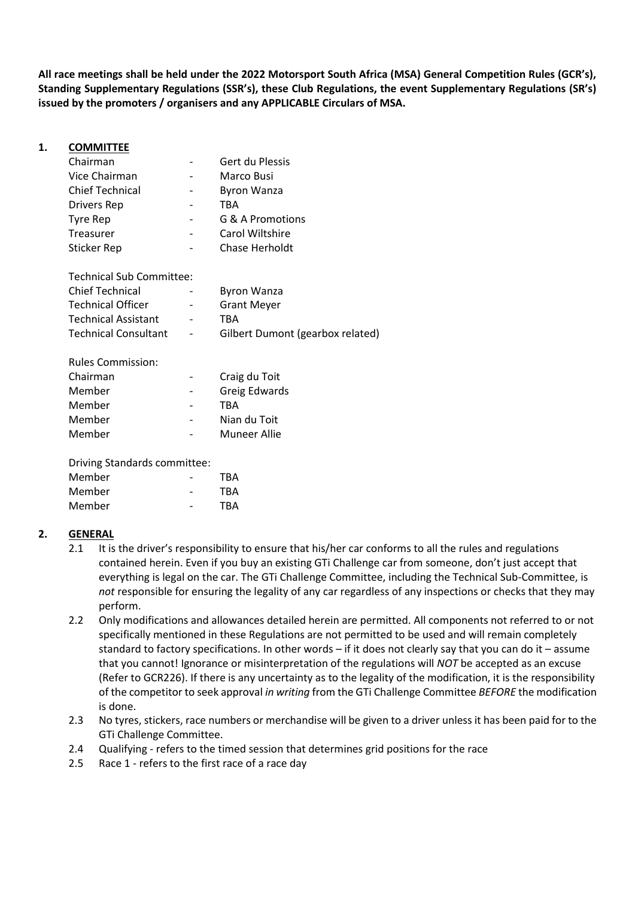**All race meetings shall be held under the 2022 Motorsport South Africa (MSA) General Competition Rules (GCR's), Standing Supplementary Regulations (SSR's), these Club Regulations, the event Supplementary Regulations (SR's) issued by the promoters / organisers and any APPLICABLE Circulars of MSA.**

## 1. COMMITTEE

| | | |
|---|---|---|
| Chairman | - | Gert du Plessis |
| Vice Chairman | - | Marco Busi |
| Chief Technical | - | Byron Wanza |
| Drivers Rep | - | TBA |
| Tyre Rep | - | G & A Promotions |
| Treasurer | - | Carol Wiltshire |
| Sticker Rep | - | Chase Herholdt |

Technical Sub Committee:

| | | |
|---|---|---|
| Chief Technical | - | Byron Wanza |
| Technical Officer | - | Grant Meyer |
| Technical Assistant | - | TBA |
| Technical Consultant | - | Gilbert Dumont (gearbox related) |

Rules Commission:

| | | |
|---|---|---|
| Chairman | - | Craig du Toit |
| Member | - | Greig Edwards |
| Member | - | TBA |
| Member | - | Nian du Toit |
| Member | - | Muneer Allie |

Driving Standards committee:

| | | |
|---|---|---|
| Member | - | TBA |
| Member | - | TBA |
| Member | - | TBA |

## 2. GENERAL

2.1 It is the driver's responsibility to ensure that his/her car conforms to all the rules and regulations contained herein. Even if you buy an existing GTi Challenge car from someone, don't just accept that everything is legal on the car. The GTi Challenge Committee, including the Technical Sub-Committee, is *not* responsible for ensuring the legality of any car regardless of any inspections or checks that they may perform.

2.2 Only modifications and allowances detailed herein are permitted. All components not referred to or not specifically mentioned in these Regulations are not permitted to be used and will remain completely standard to factory specifications. In other words – if it does not clearly say that you can do it – assume that you cannot! Ignorance or misinterpretation of the regulations will *NOT* be accepted as an excuse (Refer to GCR226). If there is any uncertainty as to the legality of the modification, it is the responsibility of the competitor to seek approval *in writing* from the GTi Challenge Committee *BEFORE* the modification is done.

2.3 No tyres, stickers, race numbers or merchandise will be given to a driver unless it has been paid for to the GTi Challenge Committee.

2.4 Qualifying - refers to the timed session that determines grid positions for the race

2.5 Race 1 - refers to the first race of a race day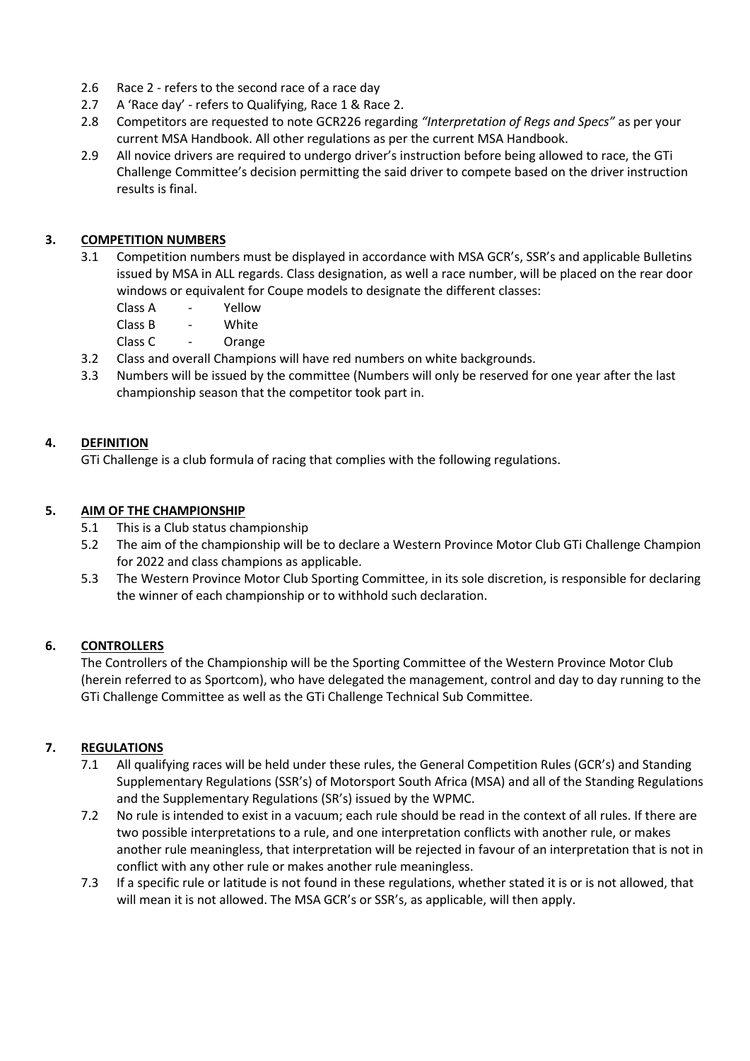2.6 Race 2 - refers to the second race of a race day

2.7 A 'Race day' - refers to Qualifying, Race 1 & Race 2.

2.8 Competitors are requested to note GCR226 regarding *"Interpretation of Regs and Specs"* as per your current MSA Handbook. All other regulations as per the current MSA Handbook.

2.9 All novice drivers are required to undergo driver's instruction before being allowed to race, the GTi Challenge Committee's decision permitting the said driver to compete based on the driver instruction results is final.

## 3. COMPETITION NUMBERS

3.1 Competition numbers must be displayed in accordance with MSA GCR's, SSR's and applicable Bulletins issued by MSA in ALL regards. Class designation, as well a race number, will be placed on the rear door windows or equivalent for Coupe models to designate the different classes:

- Class A - Yellow
- Class B - White
- Class C - Orange

3.2 Class and overall Champions will have red numbers on white backgrounds.

3.3 Numbers will be issued by the committee (Numbers will only be reserved for one year after the last championship season that the competitor took part in.

## 4. DEFINITION

GTi Challenge is a club formula of racing that complies with the following regulations.

## 5. AIM OF THE CHAMPIONSHIP

5.1 This is a Club status championship

5.2 The aim of the championship will be to declare a Western Province Motor Club GTi Challenge Champion for 2022 and class champions as applicable.

5.3 The Western Province Motor Club Sporting Committee, in its sole discretion, is responsible for declaring the winner of each championship or to withhold such declaration.

## 6. CONTROLLERS

The Controllers of the Championship will be the Sporting Committee of the Western Province Motor Club (herein referred to as Sportcom), who have delegated the management, control and day to day running to the GTi Challenge Committee as well as the GTi Challenge Technical Sub Committee.

## 7. REGULATIONS

7.1 All qualifying races will be held under these rules, the General Competition Rules (GCR's) and Standing Supplementary Regulations (SSR's) of Motorsport South Africa (MSA) and all of the Standing Regulations and the Supplementary Regulations (SR's) issued by the WPMC.

7.2 No rule is intended to exist in a vacuum; each rule should be read in the context of all rules. If there are two possible interpretations to a rule, and one interpretation conflicts with another rule, or makes another rule meaningless, that interpretation will be rejected in favour of an interpretation that is not in conflict with any other rule or makes another rule meaningless.

7.3 If a specific rule or latitude is not found in these regulations, whether stated it is or is not allowed, that will mean it is not allowed. The MSA GCR's or SSR's, as applicable, will then apply.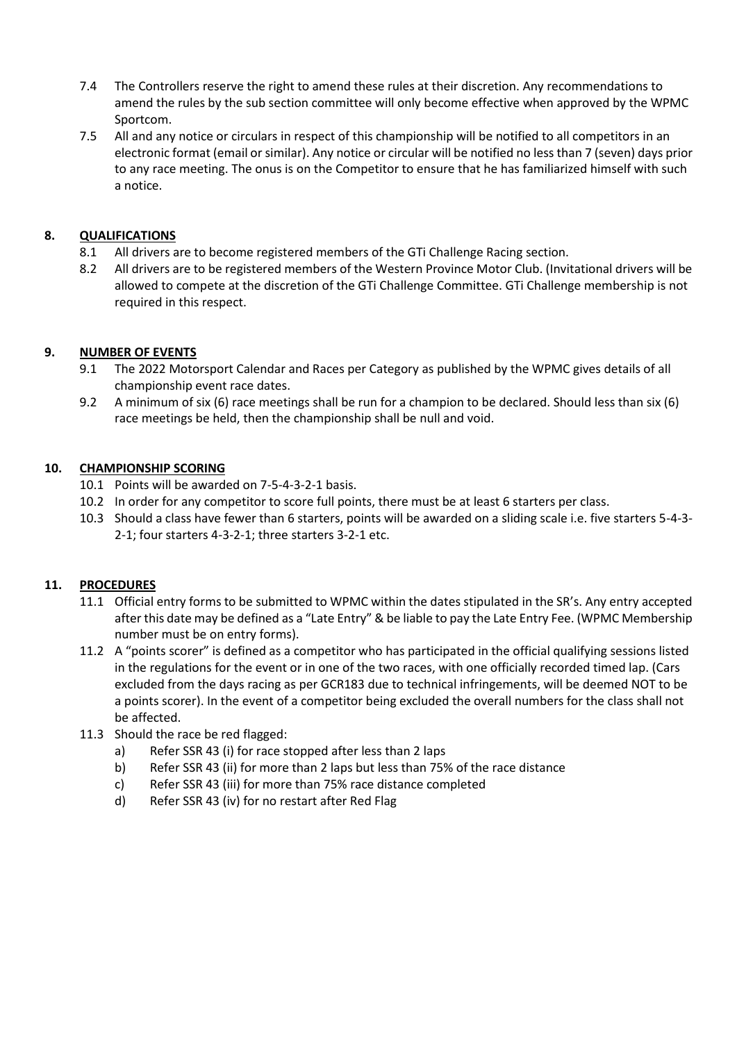7.4 The Controllers reserve the right to amend these rules at their discretion. Any recommendations to amend the rules by the sub section committee will only become effective when approved by the WPMC Sportcom.

7.5 All and any notice or circulars in respect of this championship will be notified to all competitors in an electronic format (email or similar). Any notice or circular will be notified no less than 7 (seven) days prior to any race meeting. The onus is on the Competitor to ensure that he has familiarized himself with such a notice.

## 8. QUALIFICATIONS

8.1 All drivers are to become registered members of the GTi Challenge Racing section.

8.2 All drivers are to be registered members of the Western Province Motor Club. (Invitational drivers will be allowed to compete at the discretion of the GTi Challenge Committee. GTi Challenge membership is not required in this respect.

## 9. NUMBER OF EVENTS

9.1 The 2022 Motorsport Calendar and Races per Category as published by the WPMC gives details of all championship event race dates.

9.2 A minimum of six (6) race meetings shall be run for a champion to be declared. Should less than six (6) race meetings be held, then the championship shall be null and void.

## 10. CHAMPIONSHIP SCORING

10.1 Points will be awarded on 7-5-4-3-2-1 basis.

10.2 In order for any competitor to score full points, there must be at least 6 starters per class.

10.3 Should a class have fewer than 6 starters, points will be awarded on a sliding scale i.e. five starters 5-4-3-2-1; four starters 4-3-2-1; three starters 3-2-1 etc.

## 11. PROCEDURES

11.1 Official entry forms to be submitted to WPMC within the dates stipulated in the SR's. Any entry accepted after this date may be defined as a "Late Entry" & be liable to pay the Late Entry Fee. (WPMC Membership number must be on entry forms).

11.2 A "points scorer" is defined as a competitor who has participated in the official qualifying sessions listed in the regulations for the event or in one of the two races, with one officially recorded timed lap. (Cars excluded from the days racing as per GCR183 due to technical infringements, will be deemed NOT to be a points scorer). In the event of a competitor being excluded the overall numbers for the class shall not be affected.

11.3 Should the race be red flagged:

a) Refer SSR 43 (i) for race stopped after less than 2 laps

b) Refer SSR 43 (ii) for more than 2 laps but less than 75% of the race distance

c) Refer SSR 43 (iii) for more than 75% race distance completed

d) Refer SSR 43 (iv) for no restart after Red Flag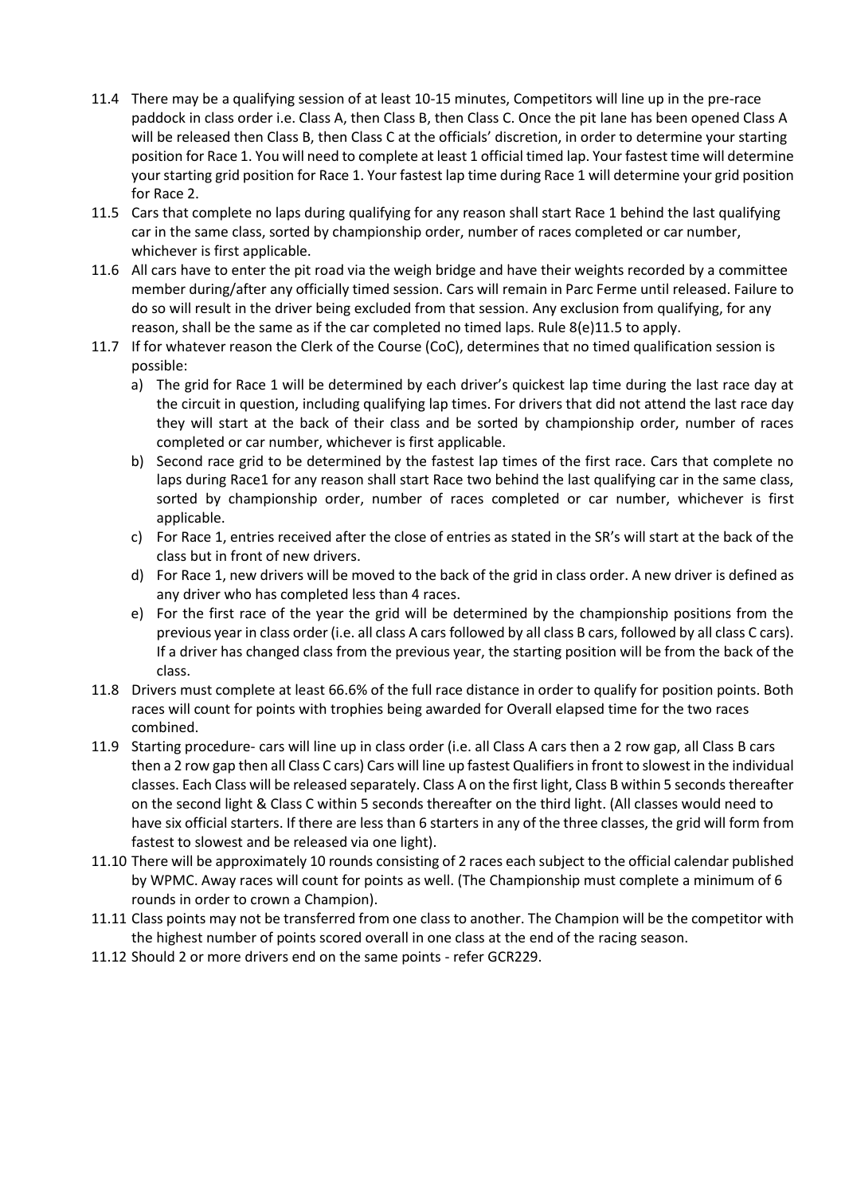11.4 There may be a qualifying session of at least 10-15 minutes, Competitors will line up in the pre-race paddock in class order i.e. Class A, then Class B, then Class C. Once the pit lane has been opened Class A will be released then Class B, then Class C at the officials' discretion, in order to determine your starting position for Race 1. You will need to complete at least 1 official timed lap. Your fastest time will determine your starting grid position for Race 1. Your fastest lap time during Race 1 will determine your grid position for Race 2.

11.5 Cars that complete no laps during qualifying for any reason shall start Race 1 behind the last qualifying car in the same class, sorted by championship order, number of races completed or car number, whichever is first applicable.

11.6 All cars have to enter the pit road via the weigh bridge and have their weights recorded by a committee member during/after any officially timed session. Cars will remain in Parc Ferme until released. Failure to do so will result in the driver being excluded from that session. Any exclusion from qualifying, for any reason, shall be the same as if the car completed no timed laps. Rule 8(e)11.5 to apply.

11.7 If for whatever reason the Clerk of the Course (CoC), determines that no timed qualification session is possible:

a) The grid for Race 1 will be determined by each driver's quickest lap time during the last race day at the circuit in question, including qualifying lap times. For drivers that did not attend the last race day they will start at the back of their class and be sorted by championship order, number of races completed or car number, whichever is first applicable.

b) Second race grid to be determined by the fastest lap times of the first race. Cars that complete no laps during Race1 for any reason shall start Race two behind the last qualifying car in the same class, sorted by championship order, number of races completed or car number, whichever is first applicable.

c) For Race 1, entries received after the close of entries as stated in the SR's will start at the back of the class but in front of new drivers.

d) For Race 1, new drivers will be moved to the back of the grid in class order. A new driver is defined as any driver who has completed less than 4 races.

e) For the first race of the year the grid will be determined by the championship positions from the previous year in class order (i.e. all class A cars followed by all class B cars, followed by all class C cars). If a driver has changed class from the previous year, the starting position will be from the back of the class.

11.8 Drivers must complete at least 66.6% of the full race distance in order to qualify for position points. Both races will count for points with trophies being awarded for Overall elapsed time for the two races combined.

11.9 Starting procedure- cars will line up in class order (i.e. all Class A cars then a 2 row gap, all Class B cars then a 2 row gap then all Class C cars) Cars will line up fastest Qualifiers in front to slowest in the individual classes. Each Class will be released separately. Class A on the first light, Class B within 5 seconds thereafter on the second light & Class C within 5 seconds thereafter on the third light. (All classes would need to have six official starters. If there are less than 6 starters in any of the three classes, the grid will form from fastest to slowest and be released via one light).

11.10 There will be approximately 10 rounds consisting of 2 races each subject to the official calendar published by WPMC. Away races will count for points as well. (The Championship must complete a minimum of 6 rounds in order to crown a Champion).

11.11 Class points may not be transferred from one class to another. The Champion will be the competitor with the highest number of points scored overall in one class at the end of the racing season.

11.12 Should 2 or more drivers end on the same points - refer GCR229.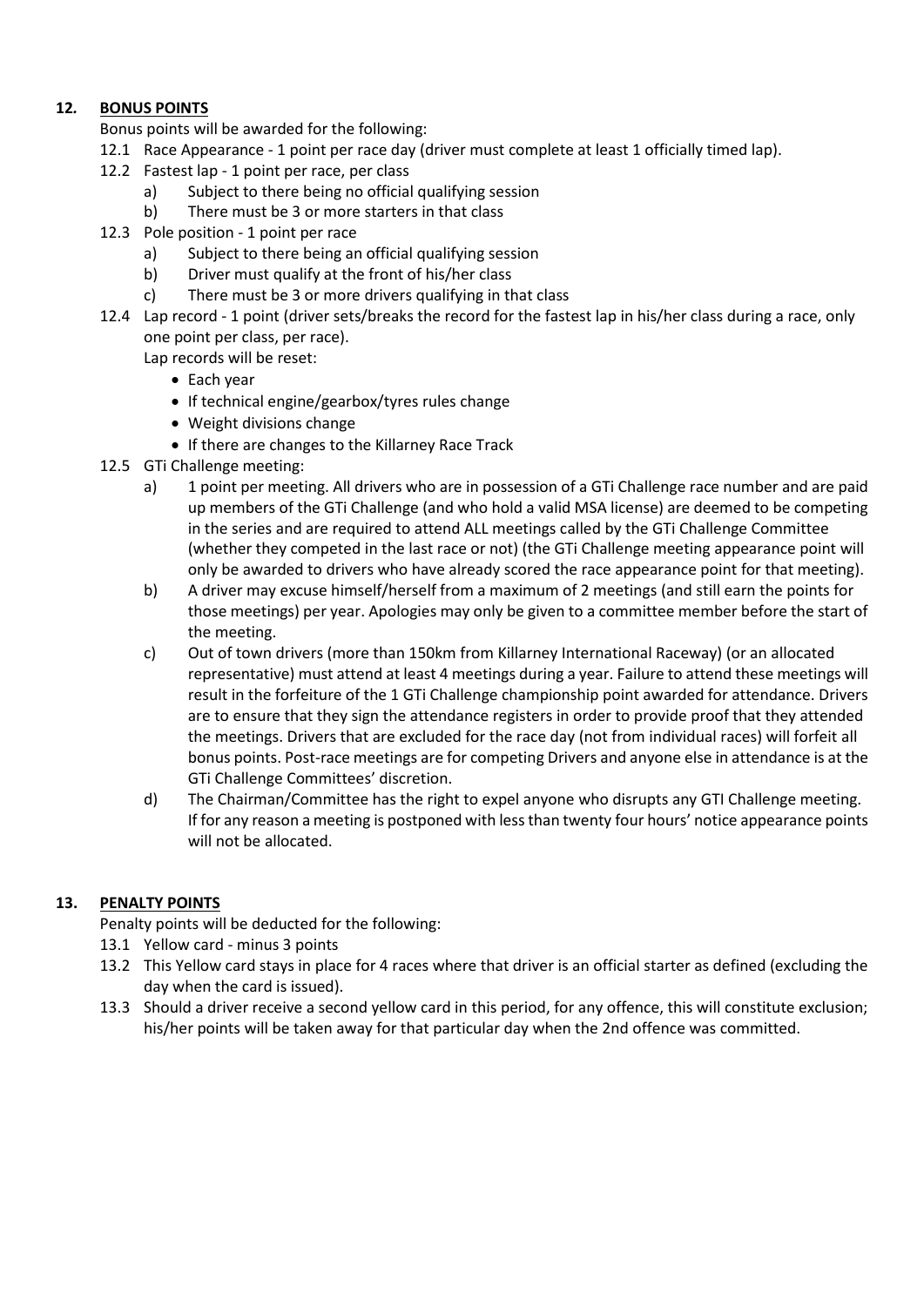## 12. BONUS POINTS

Bonus points will be awarded for the following:

12.1 Race Appearance - 1 point per race day (driver must complete at least 1 officially timed lap).

12.2 Fastest lap - 1 point per race, per class

  a) Subject to there being no official qualifying session

  b) There must be 3 or more starters in that class

12.3 Pole position - 1 point per race

  a) Subject to there being an official qualifying session

  b) Driver must qualify at the front of his/her class

  c) There must be 3 or more drivers qualifying in that class

12.4 Lap record - 1 point (driver sets/breaks the record for the fastest lap in his/her class during a race, only one point per class, per race).

Lap records will be reset:

- Each year
- If technical engine/gearbox/tyres rules change
- Weight divisions change
- If there are changes to the Killarney Race Track

12.5 GTi Challenge meeting:

  a) 1 point per meeting. All drivers who are in possession of a GTi Challenge race number and are paid up members of the GTi Challenge (and who hold a valid MSA license) are deemed to be competing in the series and are required to attend ALL meetings called by the GTi Challenge Committee (whether they competed in the last race or not) (the GTi Challenge meeting appearance point will only be awarded to drivers who have already scored the race appearance point for that meeting).

  b) A driver may excuse himself/herself from a maximum of 2 meetings (and still earn the points for those meetings) per year. Apologies may only be given to a committee member before the start of the meeting.

  c) Out of town drivers (more than 150km from Killarney International Raceway) (or an allocated representative) must attend at least 4 meetings during a year. Failure to attend these meetings will result in the forfeiture of the 1 GTi Challenge championship point awarded for attendance. Drivers are to ensure that they sign the attendance registers in order to provide proof that they attended the meetings. Drivers that are excluded for the race day (not from individual races) will forfeit all bonus points. Post-race meetings are for competing Drivers and anyone else in attendance is at the GTi Challenge Committees' discretion.

  d) The Chairman/Committee has the right to expel anyone who disrupts any GTI Challenge meeting. If for any reason a meeting is postponed with less than twenty four hours' notice appearance points will not be allocated.

## 13. PENALTY POINTS

Penalty points will be deducted for the following:

13.1 Yellow card - minus 3 points

13.2 This Yellow card stays in place for 4 races where that driver is an official starter as defined (excluding the day when the card is issued).

13.3 Should a driver receive a second yellow card in this period, for any offence, this will constitute exclusion; his/her points will be taken away for that particular day when the 2nd offence was committed.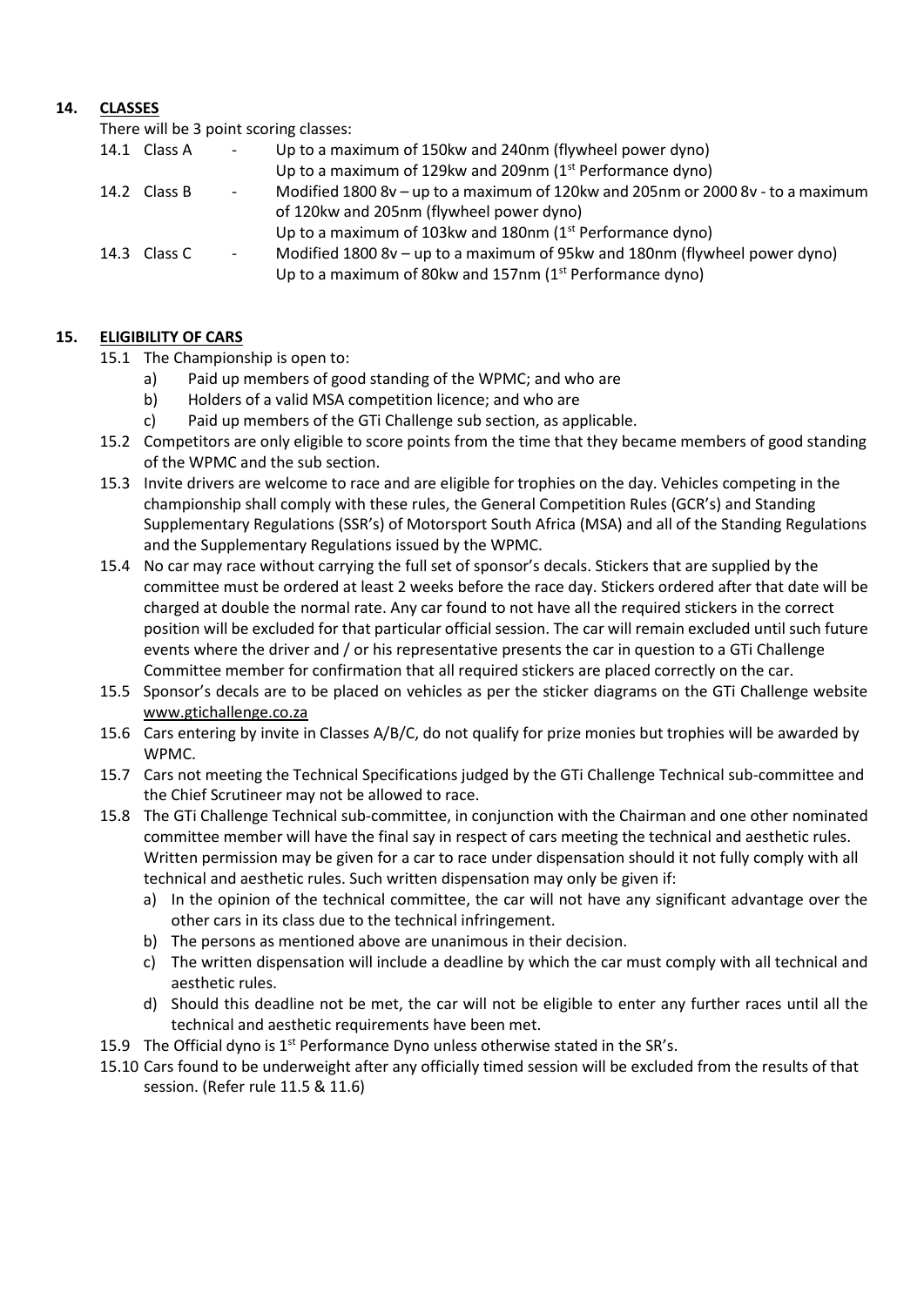## 14. CLASSES

There will be 3 point scoring classes:

14.1 Class A - Up to a maximum of 150kw and 240nm (flywheel power dyno)
Up to a maximum of 129kw and 209nm (1st Performance dyno)

14.2 Class B - Modified 1800 8v – up to a maximum of 120kw and 205nm or 2000 8v - to a maximum of 120kw and 205nm (flywheel power dyno)
Up to a maximum of 103kw and 180nm (1st Performance dyno)

14.3 Class C - Modified 1800 8v – up to a maximum of 95kw and 180nm (flywheel power dyno)
Up to a maximum of 80kw and 157nm (1st Performance dyno)

## 15. ELIGIBILITY OF CARS

15.1 The Championship is open to:

a) Paid up members of good standing of the WPMC; and who are
b) Holders of a valid MSA competition licence; and who are
c) Paid up members of the GTi Challenge sub section, as applicable.

15.2 Competitors are only eligible to score points from the time that they became members of good standing of the WPMC and the sub section.

15.3 Invite drivers are welcome to race and are eligible for trophies on the day. Vehicles competing in the championship shall comply with these rules, the General Competition Rules (GCR's) and Standing Supplementary Regulations (SSR's) of Motorsport South Africa (MSA) and all of the Standing Regulations and the Supplementary Regulations issued by the WPMC.

15.4 No car may race without carrying the full set of sponsor's decals. Stickers that are supplied by the committee must be ordered at least 2 weeks before the race day. Stickers ordered after that date will be charged at double the normal rate. Any car found to not have all the required stickers in the correct position will be excluded for that particular official session. The car will remain excluded until such future events where the driver and / or his representative presents the car in question to a GTi Challenge Committee member for confirmation that all required stickers are placed correctly on the car.

15.5 Sponsor's decals are to be placed on vehicles as per the sticker diagrams on the GTi Challenge website www.gtichallenge.co.za

15.6 Cars entering by invite in Classes A/B/C, do not qualify for prize monies but trophies will be awarded by WPMC.

15.7 Cars not meeting the Technical Specifications judged by the GTi Challenge Technical sub-committee and the Chief Scrutineer may not be allowed to race.

15.8 The GTi Challenge Technical sub-committee, in conjunction with the Chairman and one other nominated committee member will have the final say in respect of cars meeting the technical and aesthetic rules. Written permission may be given for a car to race under dispensation should it not fully comply with all technical and aesthetic rules. Such written dispensation may only be given if:

a) In the opinion of the technical committee, the car will not have any significant advantage over the other cars in its class due to the technical infringement.
b) The persons as mentioned above are unanimous in their decision.
c) The written dispensation will include a deadline by which the car must comply with all technical and aesthetic rules.
d) Should this deadline not be met, the car will not be eligible to enter any further races until all the technical and aesthetic requirements have been met.

15.9 The Official dyno is 1st Performance Dyno unless otherwise stated in the SR's.

15.10 Cars found to be underweight after any officially timed session will be excluded from the results of that session. (Refer rule 11.5 & 11.6)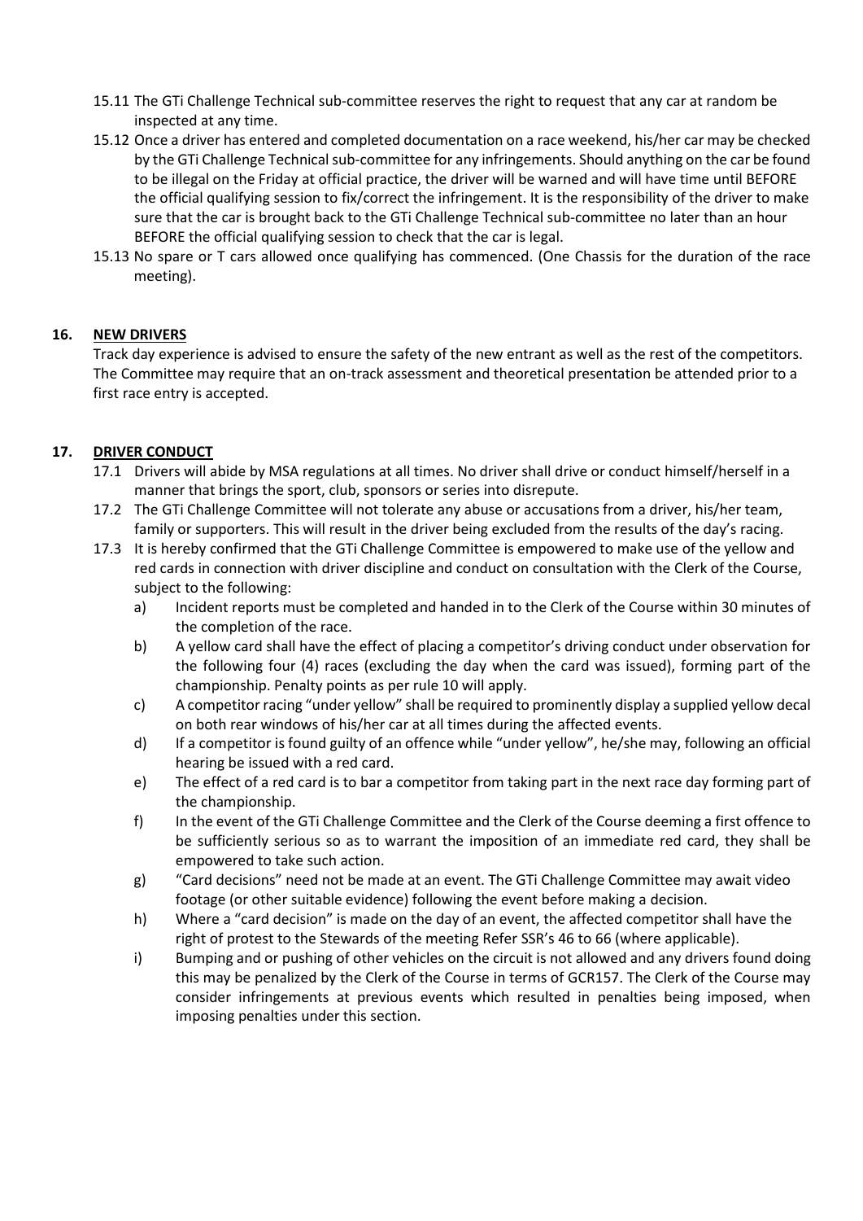15.11 The GTi Challenge Technical sub-committee reserves the right to request that any car at random be inspected at any time.

15.12 Once a driver has entered and completed documentation on a race weekend, his/her car may be checked by the GTi Challenge Technical sub-committee for any infringements. Should anything on the car be found to be illegal on the Friday at official practice, the driver will be warned and will have time until BEFORE the official qualifying session to fix/correct the infringement. It is the responsibility of the driver to make sure that the car is brought back to the GTi Challenge Technical sub-committee no later than an hour BEFORE the official qualifying session to check that the car is legal.

15.13 No spare or T cars allowed once qualifying has commenced. (One Chassis for the duration of the race meeting).

## 16. NEW DRIVERS

Track day experience is advised to ensure the safety of the new entrant as well as the rest of the competitors. The Committee may require that an on-track assessment and theoretical presentation be attended prior to a first race entry is accepted.

## 17. DRIVER CONDUCT

17.1 Drivers will abide by MSA regulations at all times. No driver shall drive or conduct himself/herself in a manner that brings the sport, club, sponsors or series into disrepute.

17.2 The GTi Challenge Committee will not tolerate any abuse or accusations from a driver, his/her team, family or supporters. This will result in the driver being excluded from the results of the day's racing.

17.3 It is hereby confirmed that the GTi Challenge Committee is empowered to make use of the yellow and red cards in connection with driver discipline and conduct on consultation with the Clerk of the Course, subject to the following:

- a) Incident reports must be completed and handed in to the Clerk of the Course within 30 minutes of the completion of the race.
- b) A yellow card shall have the effect of placing a competitor's driving conduct under observation for the following four (4) races (excluding the day when the card was issued), forming part of the championship. Penalty points as per rule 10 will apply.
- c) A competitor racing "under yellow" shall be required to prominently display a supplied yellow decal on both rear windows of his/her car at all times during the affected events.
- d) If a competitor is found guilty of an offence while "under yellow", he/she may, following an official hearing be issued with a red card.
- e) The effect of a red card is to bar a competitor from taking part in the next race day forming part of the championship.
- f) In the event of the GTi Challenge Committee and the Clerk of the Course deeming a first offence to be sufficiently serious so as to warrant the imposition of an immediate red card, they shall be empowered to take such action.
- g) "Card decisions" need not be made at an event. The GTi Challenge Committee may await video footage (or other suitable evidence) following the event before making a decision.
- h) Where a "card decision" is made on the day of an event, the affected competitor shall have the right of protest to the Stewards of the meeting Refer SSR's 46 to 66 (where applicable).
- i) Bumping and or pushing of other vehicles on the circuit is not allowed and any drivers found doing this may be penalized by the Clerk of the Course in terms of GCR157. The Clerk of the Course may consider infringements at previous events which resulted in penalties being imposed, when imposing penalties under this section.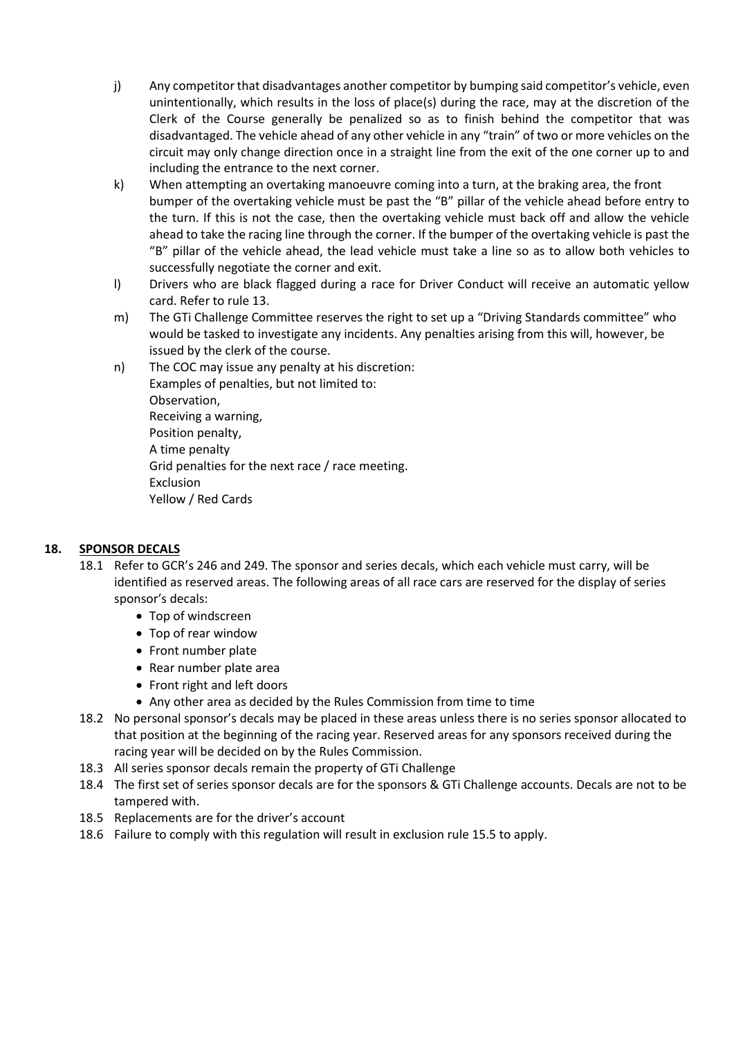j) Any competitor that disadvantages another competitor by bumping said competitor's vehicle, even unintentionally, which results in the loss of place(s) during the race, may at the discretion of the Clerk of the Course generally be penalized so as to finish behind the competitor that was disadvantaged. The vehicle ahead of any other vehicle in any "train" of two or more vehicles on the circuit may only change direction once in a straight line from the exit of the one corner up to and including the entrance to the next corner.

k) When attempting an overtaking manoeuvre coming into a turn, at the braking area, the front bumper of the overtaking vehicle must be past the "B" pillar of the vehicle ahead before entry to the turn. If this is not the case, then the overtaking vehicle must back off and allow the vehicle ahead to take the racing line through the corner. If the bumper of the overtaking vehicle is past the "B" pillar of the vehicle ahead, the lead vehicle must take a line so as to allow both vehicles to successfully negotiate the corner and exit.

l) Drivers who are black flagged during a race for Driver Conduct will receive an automatic yellow card. Refer to rule 13.

m) The GTi Challenge Committee reserves the right to set up a "Driving Standards committee" who would be tasked to investigate any incidents. Any penalties arising from this will, however, be issued by the clerk of the course.

n) The COC may issue any penalty at his discretion:
Examples of penalties, but not limited to:
Observation,
Receiving a warning,
Position penalty,
A time penalty
Grid penalties for the next race / race meeting.
Exclusion
Yellow / Red Cards

## 18. SPONSOR DECALS

18.1 Refer to GCR's 246 and 249. The sponsor and series decals, which each vehicle must carry, will be identified as reserved areas. The following areas of all race cars are reserved for the display of series sponsor's decals:

- Top of windscreen
- Top of rear window
- Front number plate
- Rear number plate area
- Front right and left doors
- Any other area as decided by the Rules Commission from time to time

18.2 No personal sponsor's decals may be placed in these areas unless there is no series sponsor allocated to that position at the beginning of the racing year. Reserved areas for any sponsors received during the racing year will be decided on by the Rules Commission.

18.3 All series sponsor decals remain the property of GTi Challenge

18.4 The first set of series sponsor decals are for the sponsors & GTi Challenge accounts. Decals are not to be tampered with.

18.5 Replacements are for the driver's account

18.6 Failure to comply with this regulation will result in exclusion rule 15.5 to apply.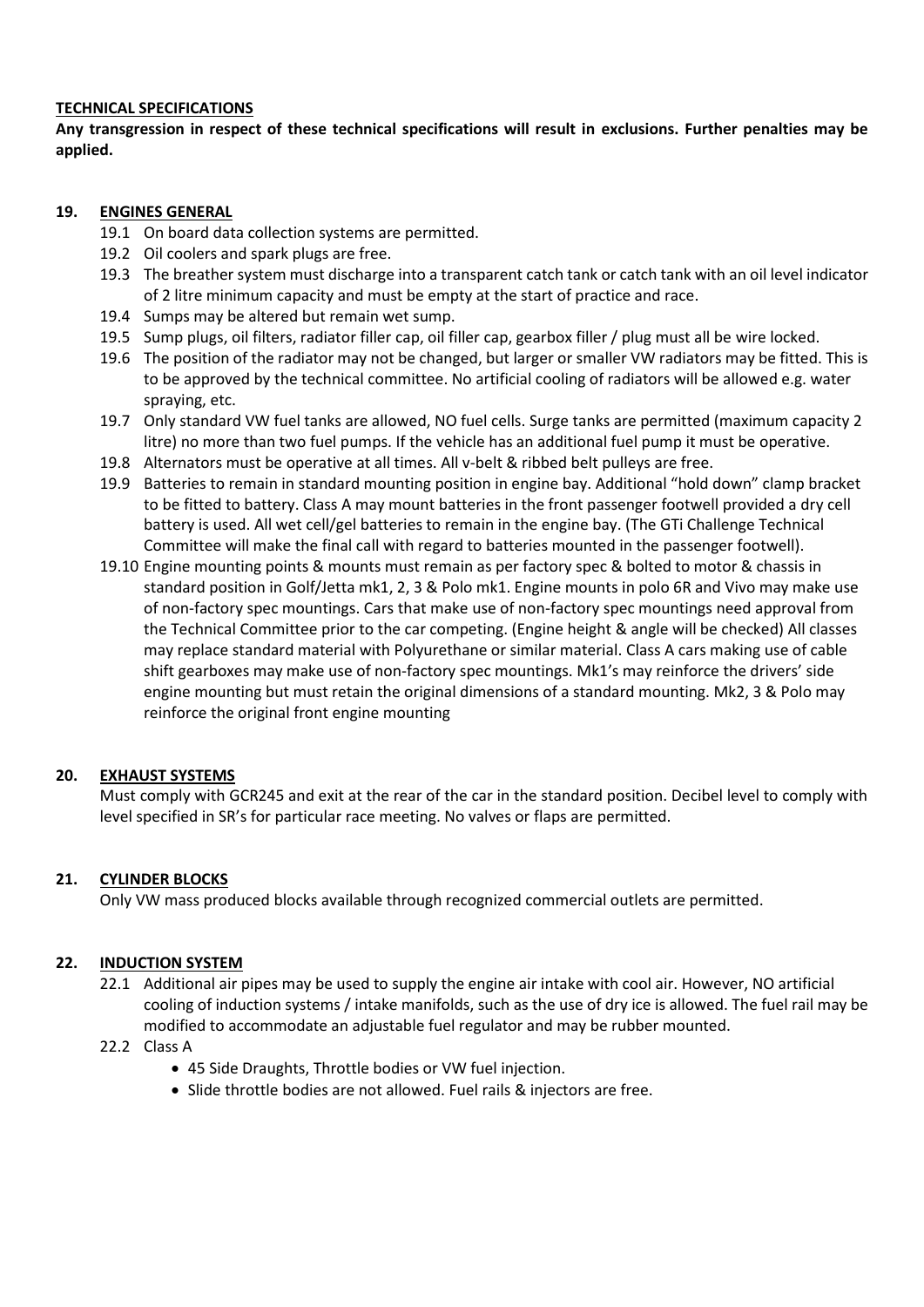**TECHNICAL SPECIFICATIONS**

**Any transgression in respect of these technical specifications will result in exclusions. Further penalties may be applied.**

## 19. ENGINES GENERAL

19.1 On board data collection systems are permitted.

19.2 Oil coolers and spark plugs are free.

19.3 The breather system must discharge into a transparent catch tank or catch tank with an oil level indicator of 2 litre minimum capacity and must be empty at the start of practice and race.

19.4 Sumps may be altered but remain wet sump.

19.5 Sump plugs, oil filters, radiator filler cap, oil filler cap, gearbox filler / plug must all be wire locked.

19.6 The position of the radiator may not be changed, but larger or smaller VW radiators may be fitted. This is to be approved by the technical committee. No artificial cooling of radiators will be allowed e.g. water spraying, etc.

19.7 Only standard VW fuel tanks are allowed, NO fuel cells. Surge tanks are permitted (maximum capacity 2 litre) no more than two fuel pumps. If the vehicle has an additional fuel pump it must be operative.

19.8 Alternators must be operative at all times. All v-belt & ribbed belt pulleys are free.

19.9 Batteries to remain in standard mounting position in engine bay. Additional "hold down" clamp bracket to be fitted to battery. Class A may mount batteries in the front passenger footwell provided a dry cell battery is used. All wet cell/gel batteries to remain in the engine bay. (The GTi Challenge Technical Committee will make the final call with regard to batteries mounted in the passenger footwell).

19.10 Engine mounting points & mounts must remain as per factory spec & bolted to motor & chassis in standard position in Golf/Jetta mk1, 2, 3 & Polo mk1. Engine mounts in polo 6R and Vivo may make use of non-factory spec mountings. Cars that make use of non-factory spec mountings need approval from the Technical Committee prior to the car competing. (Engine height & angle will be checked) All classes may replace standard material with Polyurethane or similar material. Class A cars making use of cable shift gearboxes may make use of non-factory spec mountings. Mk1's may reinforce the drivers' side engine mounting but must retain the original dimensions of a standard mounting. Mk2, 3 & Polo may reinforce the original front engine mounting

## 20. EXHAUST SYSTEMS

Must comply with GCR245 and exit at the rear of the car in the standard position. Decibel level to comply with level specified in SR's for particular race meeting. No valves or flaps are permitted.

## 21. CYLINDER BLOCKS

Only VW mass produced blocks available through recognized commercial outlets are permitted.

## 22. INDUCTION SYSTEM

22.1 Additional air pipes may be used to supply the engine air intake with cool air. However, NO artificial cooling of induction systems / intake manifolds, such as the use of dry ice is allowed. The fuel rail may be modified to accommodate an adjustable fuel regulator and may be rubber mounted.

22.2 Class A

- 45 Side Draughts, Throttle bodies or VW fuel injection.
- Slide throttle bodies are not allowed. Fuel rails & injectors are free.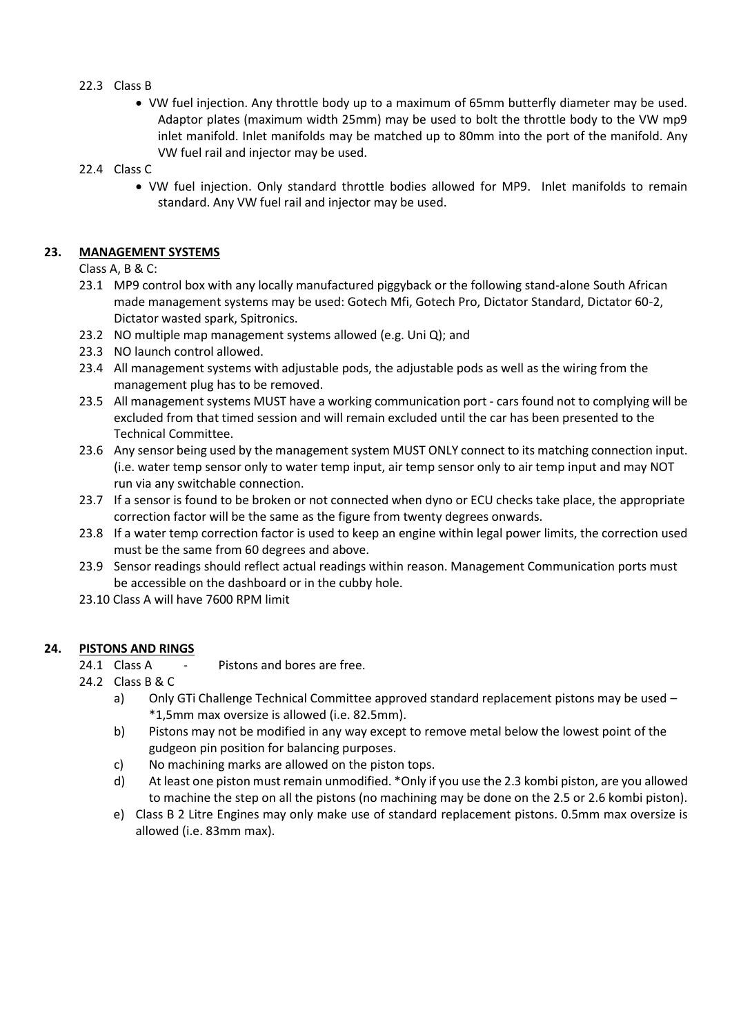22.3 Class B

- VW fuel injection. Any throttle body up to a maximum of 65mm butterfly diameter may be used. Adaptor plates (maximum width 25mm) may be used to bolt the throttle body to the VW mp9 inlet manifold. Inlet manifolds may be matched up to 80mm into the port of the manifold. Any VW fuel rail and injector may be used.

22.4 Class C

- VW fuel injection. Only standard throttle bodies allowed for MP9. Inlet manifolds to remain standard. Any VW fuel rail and injector may be used.

## 23. MANAGEMENT SYSTEMS

Class A, B & C:

23.1 MP9 control box with any locally manufactured piggyback or the following stand-alone South African made management systems may be used: Gotech Mfi, Gotech Pro, Dictator Standard, Dictator 60-2, Dictator wasted spark, Spitronics.

23.2 NO multiple map management systems allowed (e.g. Uni Q); and

23.3 NO launch control allowed.

23.4 All management systems with adjustable pods, the adjustable pods as well as the wiring from the management plug has to be removed.

23.5 All management systems MUST have a working communication port - cars found not to complying will be excluded from that timed session and will remain excluded until the car has been presented to the Technical Committee.

23.6 Any sensor being used by the management system MUST ONLY connect to its matching connection input. (i.e. water temp sensor only to water temp input, air temp sensor only to air temp input and may NOT run via any switchable connection.

23.7 If a sensor is found to be broken or not connected when dyno or ECU checks take place, the appropriate correction factor will be the same as the figure from twenty degrees onwards.

23.8 If a water temp correction factor is used to keep an engine within legal power limits, the correction used must be the same from 60 degrees and above.

23.9 Sensor readings should reflect actual readings within reason. Management Communication ports must be accessible on the dashboard or in the cubby hole.

23.10 Class A will have 7600 RPM limit

## 24. PISTONS AND RINGS

24.1 Class A - Pistons and bores are free.

24.2 Class B & C

a) Only GTi Challenge Technical Committee approved standard replacement pistons may be used – *1,5mm max oversize is allowed (i.e. 82.5mm).

b) Pistons may not be modified in any way except to remove metal below the lowest point of the gudgeon pin position for balancing purposes.

c) No machining marks are allowed on the piston tops.

d) At least one piston must remain unmodified. *Only if you use the 2.3 kombi piston, are you allowed to machine the step on all the pistons (no machining may be done on the 2.5 or 2.6 kombi piston).

e) Class B 2 Litre Engines may only make use of standard replacement pistons. 0.5mm max oversize is allowed (i.e. 83mm max).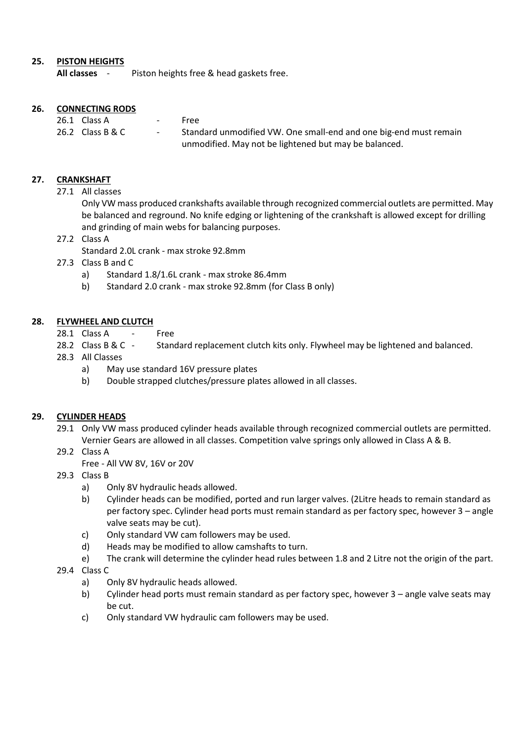**25. PISTON HEIGHTS**

**All classes** - Piston heights free & head gaskets free.

**26. CONNECTING RODS**

26.1 Class A - Free

26.2 Class B & C - Standard unmodified VW. One small-end and one big-end must remain unmodified. May not be lightened but may be balanced.

**27. CRANKSHAFT**

27.1 All classes

Only VW mass produced crankshafts available through recognized commercial outlets are permitted. May be balanced and reground. No knife edging or lightening of the crankshaft is allowed except for drilling and grinding of main webs for balancing purposes.

27.2 Class A

Standard 2.0L crank - max stroke 92.8mm

27.3 Class B and C

a) Standard 1.8/1.6L crank - max stroke 86.4mm

b) Standard 2.0 crank - max stroke 92.8mm (for Class B only)

**28. FLYWHEEL AND CLUTCH**

28.1 Class A - Free

28.2 Class B & C - Standard replacement clutch kits only. Flywheel may be lightened and balanced.

28.3 All Classes

a) May use standard 16V pressure plates

b) Double strapped clutches/pressure plates allowed in all classes.

**29. CYLINDER HEADS**

29.1 Only VW mass produced cylinder heads available through recognized commercial outlets are permitted. Vernier Gears are allowed in all classes. Competition valve springs only allowed in Class A & B.

29.2 Class A

Free - All VW 8V, 16V or 20V

29.3 Class B

a) Only 8V hydraulic heads allowed.

b) Cylinder heads can be modified, ported and run larger valves. (2Litre heads to remain standard as per factory spec. Cylinder head ports must remain standard as per factory spec, however 3 – angle valve seats may be cut).

c) Only standard VW cam followers may be used.

d) Heads may be modified to allow camshafts to turn.

e) The crank will determine the cylinder head rules between 1.8 and 2 Litre not the origin of the part.

29.4 Class C

a) Only 8V hydraulic heads allowed.

b) Cylinder head ports must remain standard as per factory spec, however 3 – angle valve seats may be cut.

c) Only standard VW hydraulic cam followers may be used.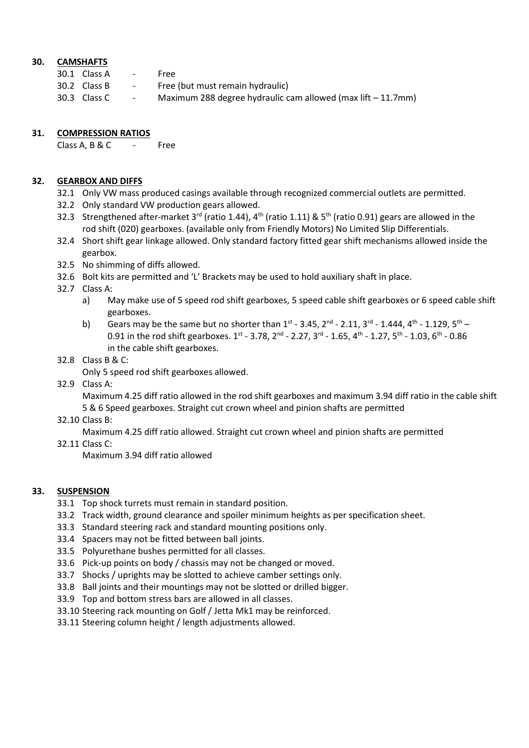## 30. CAMSHAFTS

30.1 Class A - Free

30.2 Class B - Free (but must remain hydraulic)

30.3 Class C - Maximum 288 degree hydraulic cam allowed (max lift – 11.7mm)

## 31. COMPRESSION RATIOS

Class A, B & C - Free

## 32. GEARBOX AND DIFFS

32.1 Only VW mass produced casings available through recognized commercial outlets are permitted.

32.2 Only standard VW production gears allowed.

32.3 Strengthened after-market 3rd (ratio 1.44), 4th (ratio 1.11) & 5th (ratio 0.91) gears are allowed in the rod shift (020) gearboxes. (available only from Friendly Motors) No Limited Slip Differentials.

32.4 Short shift gear linkage allowed. Only standard factory fitted gear shift mechanisms allowed inside the gearbox.

32.5 No shimming of diffs allowed.

32.6 Bolt kits are permitted and 'L' Brackets may be used to hold auxiliary shaft in place.

32.7 Class A:

a) May make use of 5 speed rod shift gearboxes, 5 speed cable shift gearboxes or 6 speed cable shift gearboxes.

b) Gears may be the same but no shorter than 1st - 3.45, 2nd - 2.11, 3rd - 1.444, 4th - 1.129, 5th – 0.91 in the rod shift gearboxes. 1st - 3.78, 2nd - 2.27, 3rd - 1.65, 4th - 1.27, 5th - 1.03, 6th - 0.86 in the cable shift gearboxes.

32.8 Class B & C:

Only 5 speed rod shift gearboxes allowed.

32.9 Class A:

Maximum 4.25 diff ratio allowed in the rod shift gearboxes and maximum 3.94 diff ratio in the cable shift 5 & 6 Speed gearboxes. Straight cut crown wheel and pinion shafts are permitted

32.10 Class B:

Maximum 4.25 diff ratio allowed. Straight cut crown wheel and pinion shafts are permitted

32.11 Class C:

Maximum 3.94 diff ratio allowed

## 33. SUSPENSION

33.1 Top shock turrets must remain in standard position.

33.2 Track width, ground clearance and spoiler minimum heights as per specification sheet.

33.3 Standard steering rack and standard mounting positions only.

33.4 Spacers may not be fitted between ball joints.

33.5 Polyurethane bushes permitted for all classes.

33.6 Pick-up points on body / chassis may not be changed or moved.

33.7 Shocks / uprights may be slotted to achieve camber settings only.

33.8 Ball joints and their mountings may not be slotted or drilled bigger.

33.9 Top and bottom stress bars are allowed in all classes.

33.10 Steering rack mounting on Golf / Jetta Mk1 may be reinforced.

33.11 Steering column height / length adjustments allowed.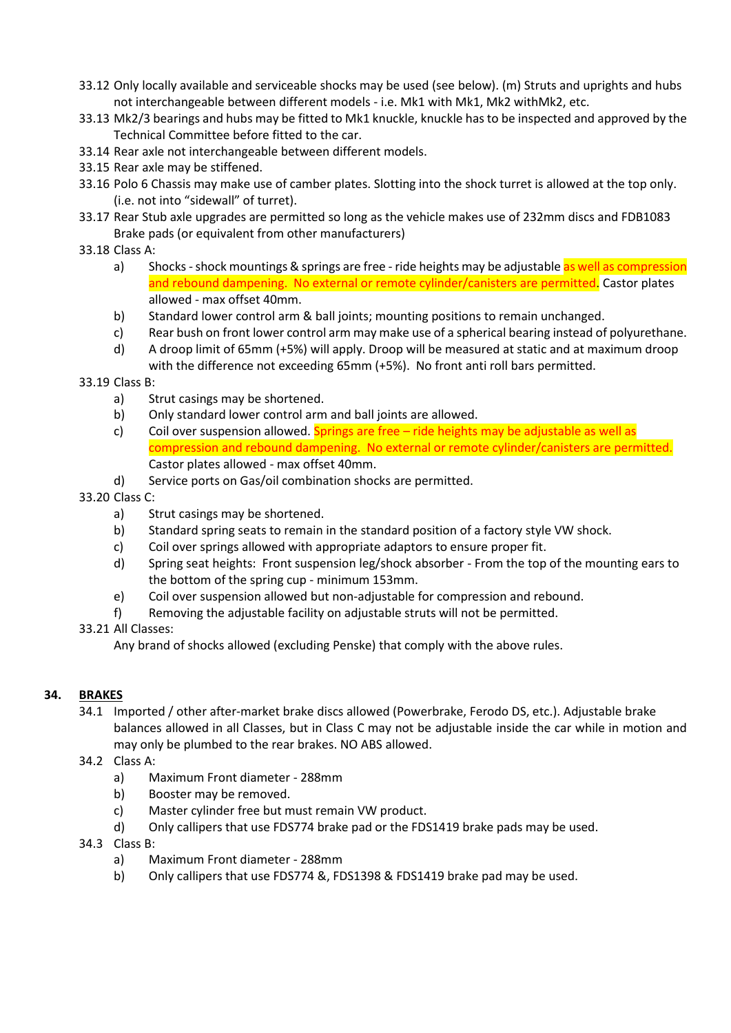33.12 Only locally available and serviceable shocks may be used (see below). (m) Struts and uprights and hubs not interchangeable between different models - i.e. Mk1 with Mk1, Mk2 withMk2, etc.

33.13 Mk2/3 bearings and hubs may be fitted to Mk1 knuckle, knuckle has to be inspected and approved by the Technical Committee before fitted to the car.

33.14 Rear axle not interchangeable between different models.

33.15 Rear axle may be stiffened.

33.16 Polo 6 Chassis may make use of camber plates. Slotting into the shock turret is allowed at the top only. (i.e. not into "sidewall" of turret).

33.17 Rear Stub axle upgrades are permitted so long as the vehicle makes use of 232mm discs and FDB1083 Brake pads (or equivalent from other manufacturers)

33.18 Class A:

- a) Shocks - shock mountings & springs are free - ride heights may be adjustable as well as compression and rebound dampening. No external or remote cylinder/canisters are permitted. Castor plates allowed - max offset 40mm.
- b) Standard lower control arm & ball joints; mounting positions to remain unchanged.
- c) Rear bush on front lower control arm may make use of a spherical bearing instead of polyurethane.
- d) A droop limit of 65mm (+5%) will apply. Droop will be measured at static and at maximum droop with the difference not exceeding 65mm (+5%). No front anti roll bars permitted.

33.19 Class B:

- a) Strut casings may be shortened.
- b) Only standard lower control arm and ball joints are allowed.
- c) Coil over suspension allowed. Springs are free – ride heights may be adjustable as well as compression and rebound dampening. No external or remote cylinder/canisters are permitted. Castor plates allowed - max offset 40mm.
- d) Service ports on Gas/oil combination shocks are permitted.

33.20 Class C:

- a) Strut casings may be shortened.
- b) Standard spring seats to remain in the standard position of a factory style VW shock.
- c) Coil over springs allowed with appropriate adaptors to ensure proper fit.
- d) Spring seat heights: Front suspension leg/shock absorber - From the top of the mounting ears to the bottom of the spring cup - minimum 153mm.
- e) Coil over suspension allowed but non-adjustable for compression and rebound.
- f) Removing the adjustable facility on adjustable struts will not be permitted.

33.21 All Classes:

Any brand of shocks allowed (excluding Penske) that comply with the above rules.

## 34. BRAKES

34.1 Imported / other after-market brake discs allowed (Powerbrake, Ferodo DS, etc.). Adjustable brake balances allowed in all Classes, but in Class C may not be adjustable inside the car while in motion and may only be plumbed to the rear brakes. NO ABS allowed.

34.2 Class A:

- a) Maximum Front diameter - 288mm
- b) Booster may be removed.
- c) Master cylinder free but must remain VW product.
- d) Only callipers that use FDS774 brake pad or the FDS1419 brake pads may be used.

34.3 Class B:

- a) Maximum Front diameter - 288mm
- b) Only callipers that use FDS774 &, FDS1398 & FDS1419 brake pad may be used.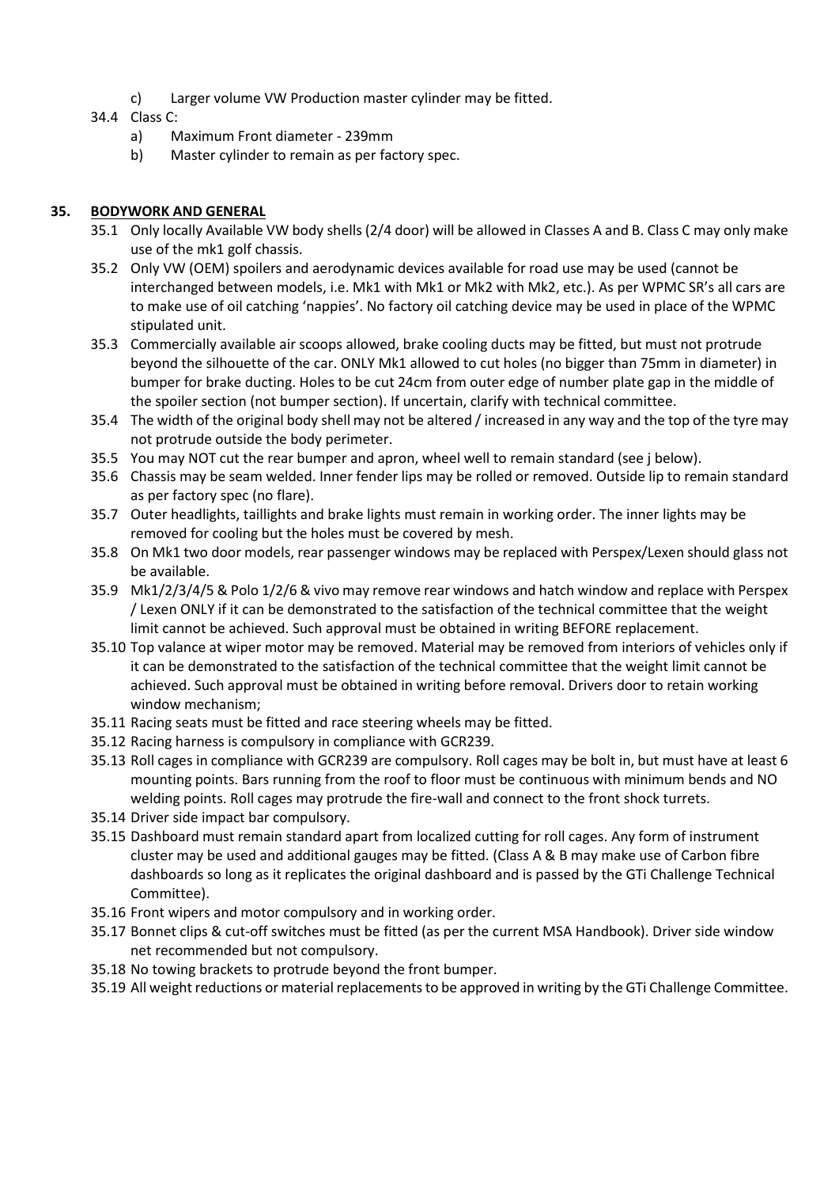c) Larger volume VW Production master cylinder may be fitted.

34.4 Class C:

a) Maximum Front diameter - 239mm

b) Master cylinder to remain as per factory spec.

## 35. BODYWORK AND GENERAL

35.1 Only locally Available VW body shells (2/4 door) will be allowed in Classes A and B. Class C may only make use of the mk1 golf chassis.

35.2 Only VW (OEM) spoilers and aerodynamic devices available for road use may be used (cannot be interchanged between models, i.e. Mk1 with Mk1 or Mk2 with Mk2, etc.). As per WPMC SR's all cars are to make use of oil catching 'nappies'. No factory oil catching device may be used in place of the WPMC stipulated unit.

35.3 Commercially available air scoops allowed, brake cooling ducts may be fitted, but must not protrude beyond the silhouette of the car. ONLY Mk1 allowed to cut holes (no bigger than 75mm in diameter) in bumper for brake ducting. Holes to be cut 24cm from outer edge of number plate gap in the middle of the spoiler section (not bumper section). If uncertain, clarify with technical committee.

35.4 The width of the original body shell may not be altered / increased in any way and the top of the tyre may not protrude outside the body perimeter.

35.5 You may NOT cut the rear bumper and apron, wheel well to remain standard (see j below).

35.6 Chassis may be seam welded. Inner fender lips may be rolled or removed. Outside lip to remain standard as per factory spec (no flare).

35.7 Outer headlights, taillights and brake lights must remain in working order. The inner lights may be removed for cooling but the holes must be covered by mesh.

35.8 On Mk1 two door models, rear passenger windows may be replaced with Perspex/Lexen should glass not be available.

35.9 Mk1/2/3/4/5 & Polo 1/2/6 & vivo may remove rear windows and hatch window and replace with Perspex / Lexen ONLY if it can be demonstrated to the satisfaction of the technical committee that the weight limit cannot be achieved. Such approval must be obtained in writing BEFORE replacement.

35.10 Top valance at wiper motor may be removed. Material may be removed from interiors of vehicles only if it can be demonstrated to the satisfaction of the technical committee that the weight limit cannot be achieved. Such approval must be obtained in writing before removal. Drivers door to retain working window mechanism;

35.11 Racing seats must be fitted and race steering wheels may be fitted.

35.12 Racing harness is compulsory in compliance with GCR239.

35.13 Roll cages in compliance with GCR239 are compulsory. Roll cages may be bolt in, but must have at least 6 mounting points. Bars running from the roof to floor must be continuous with minimum bends and NO welding points. Roll cages may protrude the fire-wall and connect to the front shock turrets.

35.14 Driver side impact bar compulsory.

35.15 Dashboard must remain standard apart from localized cutting for roll cages. Any form of instrument cluster may be used and additional gauges may be fitted. (Class A & B may make use of Carbon fibre dashboards so long as it replicates the original dashboard and is passed by the GTi Challenge Technical Committee).

35.16 Front wipers and motor compulsory and in working order.

35.17 Bonnet clips & cut-off switches must be fitted (as per the current MSA Handbook). Driver side window net recommended but not compulsory.

35.18 No towing brackets to protrude beyond the front bumper.

35.19 All weight reductions or material replacements to be approved in writing by the GTi Challenge Committee.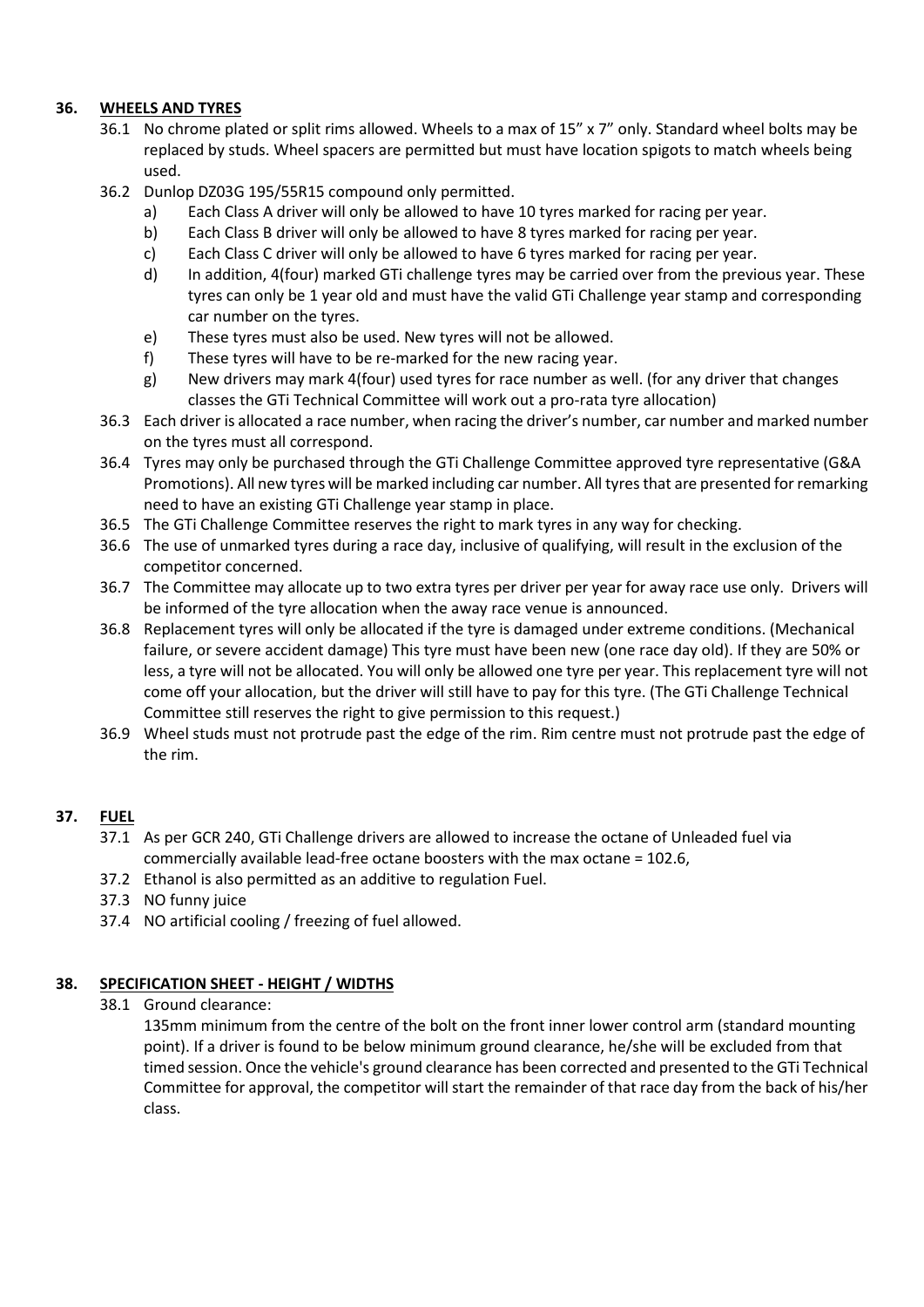## 36. WHEELS AND TYRES

36.1 No chrome plated or split rims allowed. Wheels to a max of 15" x 7" only. Standard wheel bolts may be replaced by studs. Wheel spacers are permitted but must have location spigots to match wheels being used.

36.2 Dunlop DZ03G 195/55R15 compound only permitted.

- a) Each Class A driver will only be allowed to have 10 tyres marked for racing per year.
- b) Each Class B driver will only be allowed to have 8 tyres marked for racing per year.
- c) Each Class C driver will only be allowed to have 6 tyres marked for racing per year.
- d) In addition, 4(four) marked GTi challenge tyres may be carried over from the previous year. These tyres can only be 1 year old and must have the valid GTi Challenge year stamp and corresponding car number on the tyres.
- e) These tyres must also be used. New tyres will not be allowed.
- f) These tyres will have to be re-marked for the new racing year.
- g) New drivers may mark 4(four) used tyres for race number as well. (for any driver that changes classes the GTi Technical Committee will work out a pro-rata tyre allocation)

36.3 Each driver is allocated a race number, when racing the driver's number, car number and marked number on the tyres must all correspond.

36.4 Tyres may only be purchased through the GTi Challenge Committee approved tyre representative (G&A Promotions). All new tyres will be marked including car number. All tyres that are presented for remarking need to have an existing GTi Challenge year stamp in place.

36.5 The GTi Challenge Committee reserves the right to mark tyres in any way for checking.

36.6 The use of unmarked tyres during a race day, inclusive of qualifying, will result in the exclusion of the competitor concerned.

36.7 The Committee may allocate up to two extra tyres per driver per year for away race use only. Drivers will be informed of the tyre allocation when the away race venue is announced.

36.8 Replacement tyres will only be allocated if the tyre is damaged under extreme conditions. (Mechanical failure, or severe accident damage) This tyre must have been new (one race day old). If they are 50% or less, a tyre will not be allocated. You will only be allowed one tyre per year. This replacement tyre will not come off your allocation, but the driver will still have to pay for this tyre. (The GTi Challenge Technical Committee still reserves the right to give permission to this request.)

36.9 Wheel studs must not protrude past the edge of the rim. Rim centre must not protrude past the edge of the rim.

## 37. FUEL

37.1 As per GCR 240, GTi Challenge drivers are allowed to increase the octane of Unleaded fuel via commercially available lead-free octane boosters with the max octane = 102.6,

37.2 Ethanol is also permitted as an additive to regulation Fuel.

37.3 NO funny juice

37.4 NO artificial cooling / freezing of fuel allowed.

## 38. SPECIFICATION SHEET - HEIGHT / WIDTHS

38.1 Ground clearance:

135mm minimum from the centre of the bolt on the front inner lower control arm (standard mounting point). If a driver is found to be below minimum ground clearance, he/she will be excluded from that timed session. Once the vehicle's ground clearance has been corrected and presented to the GTi Technical Committee for approval, the competitor will start the remainder of that race day from the back of his/her class.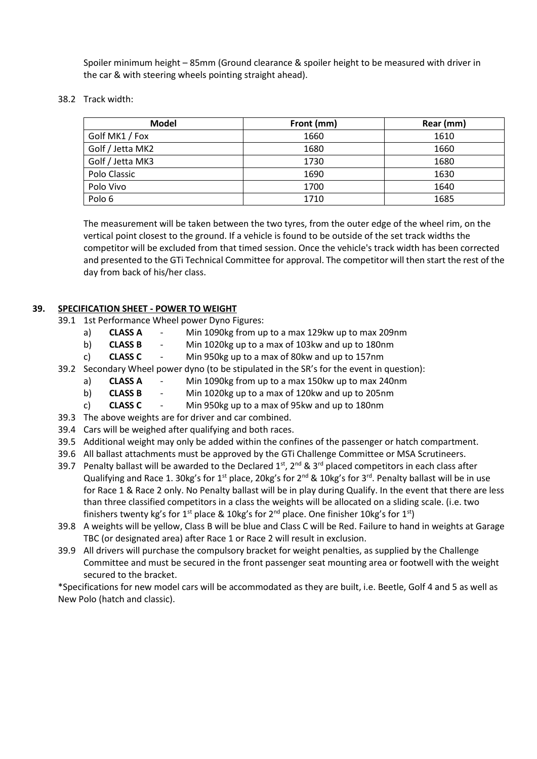Spoiler minimum height – 85mm (Ground clearance & spoiler height to be measured with driver in the car & with steering wheels pointing straight ahead).

38.2 Track width:

| Model | Front (mm) | Rear (mm) |
|---|---|---|
| Golf MK1 / Fox | 1660 | 1610 |
| Golf / Jetta MK2 | 1680 | 1660 |
| Golf / Jetta MK3 | 1730 | 1680 |
| Polo Classic | 1690 | 1630 |
| Polo Vivo | 1700 | 1640 |
| Polo 6 | 1710 | 1685 |

The measurement will be taken between the two tyres, from the outer edge of the wheel rim, on the vertical point closest to the ground. If a vehicle is found to be outside of the set track widths the competitor will be excluded from that timed session. Once the vehicle's track width has been corrected and presented to the GTi Technical Committee for approval. The competitor will then start the rest of the day from back of his/her class.

## 39. SPECIFICATION SHEET - POWER TO WEIGHT

39.1 1st Performance Wheel power Dyno Figures:

- a) **CLASS A** - Min 1090kg from up to a max 129kw up to max 209nm
- b) **CLASS B** - Min 1020kg up to a max of 103kw and up to 180nm
- c) **CLASS C** - Min 950kg up to a max of 80kw and up to 157nm

39.2 Secondary Wheel power dyno (to be stipulated in the SR's for the event in question):

- a) **CLASS A** - Min 1090kg from up to a max 150kw up to max 240nm
- b) **CLASS B** - Min 1020kg up to a max of 120kw and up to 205nm
- c) **CLASS C** - Min 950kg up to a max of 95kw and up to 180nm

39.3 The above weights are for driver and car combined.

39.4 Cars will be weighed after qualifying and both races.

39.5 Additional weight may only be added within the confines of the passenger or hatch compartment.

39.6 All ballast attachments must be approved by the GTi Challenge Committee or MSA Scrutineers.

39.7 Penalty ballast will be awarded to the Declared 1st, 2nd & 3rd placed competitors in each class after Qualifying and Race 1. 30kg's for 1st place, 20kg's for 2nd & 10kg's for 3rd. Penalty ballast will be in use for Race 1 & Race 2 only. No Penalty ballast will be in play during Qualify. In the event that there are less than three classified competitors in a class the weights will be allocated on a sliding scale. (i.e. two finishers twenty kg's for 1st place & 10kg's for 2nd place. One finisher 10kg's for 1st)

39.8 A weights will be yellow, Class B will be blue and Class C will be Red. Failure to hand in weights at Garage TBC (or designated area) after Race 1 or Race 2 will result in exclusion.

39.9 All drivers will purchase the compulsory bracket for weight penalties, as supplied by the Challenge Committee and must be secured in the front passenger seat mounting area or footwell with the weight secured to the bracket.

*Specifications for new model cars will be accommodated as they are built, i.e. Beetle, Golf 4 and 5 as well as New Polo (hatch and classic).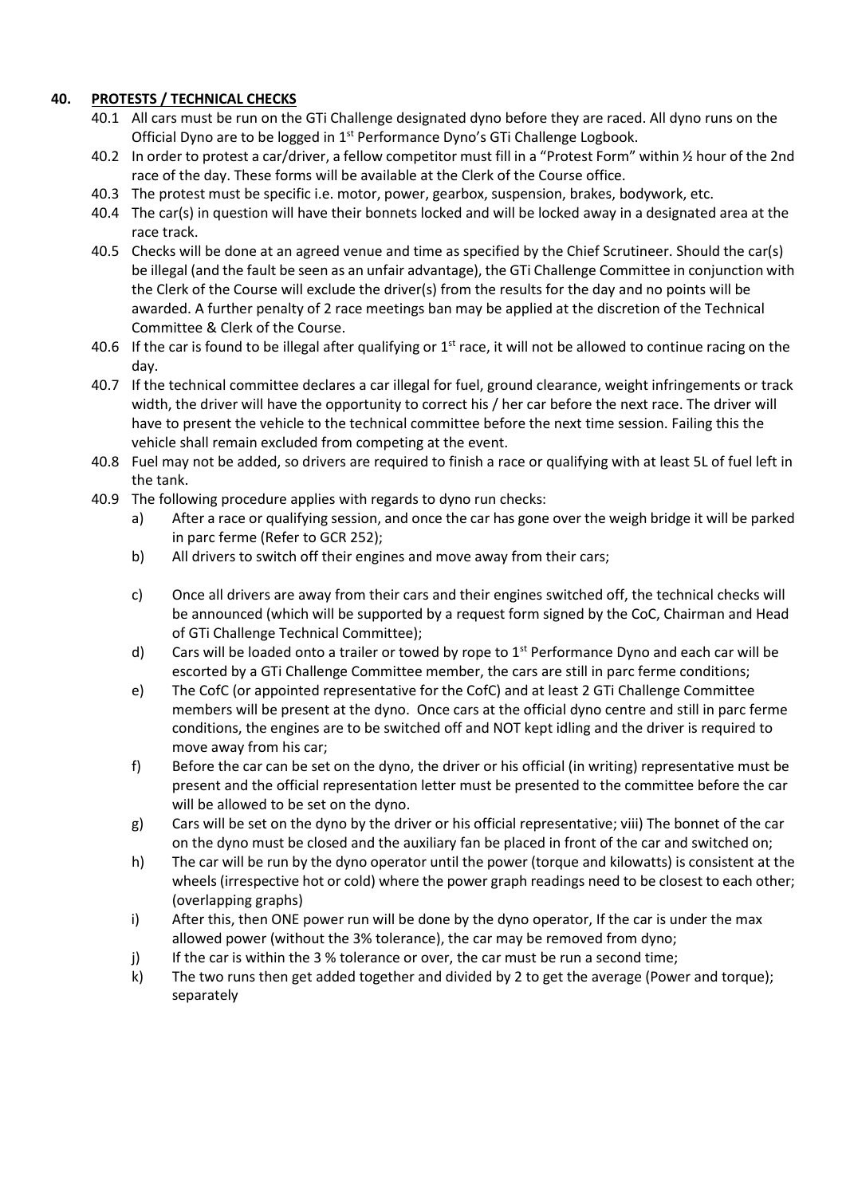## 40. PROTESTS / TECHNICAL CHECKS

40.1 All cars must be run on the GTi Challenge designated dyno before they are raced. All dyno runs on the Official Dyno are to be logged in 1st Performance Dyno's GTi Challenge Logbook.

40.2 In order to protest a car/driver, a fellow competitor must fill in a "Protest Form" within ½ hour of the 2nd race of the day. These forms will be available at the Clerk of the Course office.

40.3 The protest must be specific i.e. motor, power, gearbox, suspension, brakes, bodywork, etc.

40.4 The car(s) in question will have their bonnets locked and will be locked away in a designated area at the race track.

40.5 Checks will be done at an agreed venue and time as specified by the Chief Scrutineer. Should the car(s) be illegal (and the fault be seen as an unfair advantage), the GTi Challenge Committee in conjunction with the Clerk of the Course will exclude the driver(s) from the results for the day and no points will be awarded. A further penalty of 2 race meetings ban may be applied at the discretion of the Technical Committee & Clerk of the Course.

40.6 If the car is found to be illegal after qualifying or 1st race, it will not be allowed to continue racing on the day.

40.7 If the technical committee declares a car illegal for fuel, ground clearance, weight infringements or track width, the driver will have the opportunity to correct his / her car before the next race. The driver will have to present the vehicle to the technical committee before the next time session. Failing this the vehicle shall remain excluded from competing at the event.

40.8 Fuel may not be added, so drivers are required to finish a race or qualifying with at least 5L of fuel left in the tank.

40.9 The following procedure applies with regards to dyno run checks:

a) After a race or qualifying session, and once the car has gone over the weigh bridge it will be parked in parc ferme (Refer to GCR 252);

b) All drivers to switch off their engines and move away from their cars;

c) Once all drivers are away from their cars and their engines switched off, the technical checks will be announced (which will be supported by a request form signed by the CoC, Chairman and Head of GTi Challenge Technical Committee);

d) Cars will be loaded onto a trailer or towed by rope to 1st Performance Dyno and each car will be escorted by a GTi Challenge Committee member, the cars are still in parc ferme conditions;

e) The CofC (or appointed representative for the CofC) and at least 2 GTi Challenge Committee members will be present at the dyno. Once cars at the official dyno centre and still in parc ferme conditions, the engines are to be switched off and NOT kept idling and the driver is required to move away from his car;

f) Before the car can be set on the dyno, the driver or his official (in writing) representative must be present and the official representation letter must be presented to the committee before the car will be allowed to be set on the dyno.

g) Cars will be set on the dyno by the driver or his official representative; viii) The bonnet of the car on the dyno must be closed and the auxiliary fan be placed in front of the car and switched on;

h) The car will be run by the dyno operator until the power (torque and kilowatts) is consistent at the wheels (irrespective hot or cold) where the power graph readings need to be closest to each other; (overlapping graphs)

i) After this, then ONE power run will be done by the dyno operator, If the car is under the max allowed power (without the 3% tolerance), the car may be removed from dyno;

j) If the car is within the 3 % tolerance or over, the car must be run a second time;

k) The two runs then get added together and divided by 2 to get the average (Power and torque); separately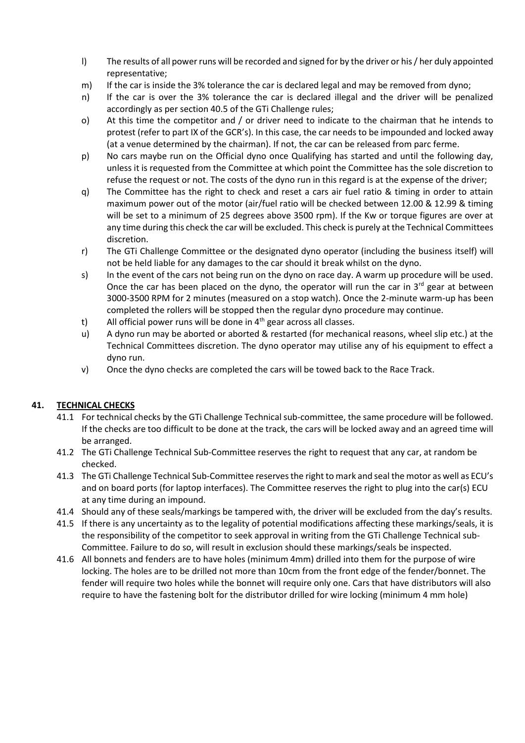l) The results of all power runs will be recorded and signed for by the driver or his / her duly appointed representative;

m) If the car is inside the 3% tolerance the car is declared legal and may be removed from dyno;

n) If the car is over the 3% tolerance the car is declared illegal and the driver will be penalized accordingly as per section 40.5 of the GTi Challenge rules;

o) At this time the competitor and / or driver need to indicate to the chairman that he intends to protest (refer to part IX of the GCR's). In this case, the car needs to be impounded and locked away (at a venue determined by the chairman). If not, the car can be released from parc ferme.

p) No cars maybe run on the Official dyno once Qualifying has started and until the following day, unless it is requested from the Committee at which point the Committee has the sole discretion to refuse the request or not. The costs of the dyno run in this regard is at the expense of the driver;

q) The Committee has the right to check and reset a cars air fuel ratio & timing in order to attain maximum power out of the motor (air/fuel ratio will be checked between 12.00 & 12.99 & timing will be set to a minimum of 25 degrees above 3500 rpm). If the Kw or torque figures are over at any time during this check the car will be excluded. This check is purely at the Technical Committees discretion.

r) The GTi Challenge Committee or the designated dyno operator (including the business itself) will not be held liable for any damages to the car should it break whilst on the dyno.

s) In the event of the cars not being run on the dyno on race day. A warm up procedure will be used. Once the car has been placed on the dyno, the operator will run the car in 3rd gear at between 3000-3500 RPM for 2 minutes (measured on a stop watch). Once the 2-minute warm-up has been completed the rollers will be stopped then the regular dyno procedure may continue.

t) All official power runs will be done in 4th gear across all classes.

u) A dyno run may be aborted or aborted & restarted (for mechanical reasons, wheel slip etc.) at the Technical Committees discretion. The dyno operator may utilise any of his equipment to effect a dyno run.

v) Once the dyno checks are completed the cars will be towed back to the Race Track.

## 41. TECHNICAL CHECKS

41.1 For technical checks by the GTi Challenge Technical sub-committee, the same procedure will be followed. If the checks are too difficult to be done at the track, the cars will be locked away and an agreed time will be arranged.

41.2 The GTi Challenge Technical Sub-Committee reserves the right to request that any car, at random be checked.

41.3 The GTi Challenge Technical Sub-Committee reserves the right to mark and seal the motor as well as ECU's and on board ports (for laptop interfaces). The Committee reserves the right to plug into the car(s) ECU at any time during an impound.

41.4 Should any of these seals/markings be tampered with, the driver will be excluded from the day's results.

41.5 If there is any uncertainty as to the legality of potential modifications affecting these markings/seals, it is the responsibility of the competitor to seek approval in writing from the GTi Challenge Technical sub-Committee. Failure to do so, will result in exclusion should these markings/seals be inspected.

41.6 All bonnets and fenders are to have holes (minimum 4mm) drilled into them for the purpose of wire locking. The holes are to be drilled not more than 10cm from the front edge of the fender/bonnet. The fender will require two holes while the bonnet will require only one. Cars that have distributors will also require to have the fastening bolt for the distributor drilled for wire locking (minimum 4 mm hole)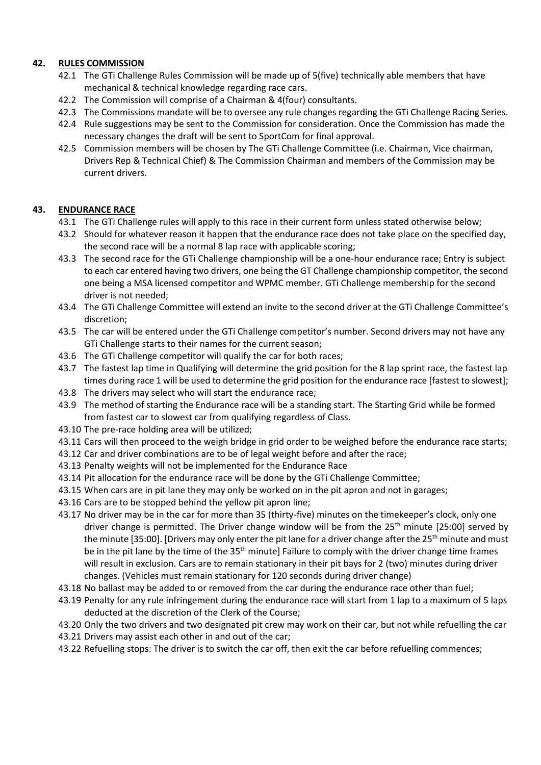## 42. RULES COMMISSION

42.1 The GTi Challenge Rules Commission will be made up of 5(five) technically able members that have mechanical & technical knowledge regarding race cars.

42.2 The Commission will comprise of a Chairman & 4(four) consultants.

42.3 The Commissions mandate will be to oversee any rule changes regarding the GTi Challenge Racing Series.

42.4 Rule suggestions may be sent to the Commission for consideration. Once the Commission has made the necessary changes the draft will be sent to SportCom for final approval.

42.5 Commission members will be chosen by The GTi Challenge Committee (i.e. Chairman, Vice chairman, Drivers Rep & Technical Chief) & The Commission Chairman and members of the Commission may be current drivers.

## 43. ENDURANCE RACE

43.1 The GTi Challenge rules will apply to this race in their current form unless stated otherwise below;

43.2 Should for whatever reason it happen that the endurance race does not take place on the specified day, the second race will be a normal 8 lap race with applicable scoring;

43.3 The second race for the GTi Challenge championship will be a one-hour endurance race; Entry is subject to each car entered having two drivers, one being the GT Challenge championship competitor, the second one being a MSA licensed competitor and WPMC member. GTi Challenge membership for the second driver is not needed;

43.4 The GTi Challenge Committee will extend an invite to the second driver at the GTi Challenge Committee's discretion;

43.5 The car will be entered under the GTi Challenge competitor's number. Second drivers may not have any GTi Challenge starts to their names for the current season;

43.6 The GTi Challenge competitor will qualify the car for both races;

43.7 The fastest lap time in Qualifying will determine the grid position for the 8 lap sprint race, the fastest lap times during race 1 will be used to determine the grid position for the endurance race [fastest to slowest];

43.8 The drivers may select who will start the endurance race;

43.9 The method of starting the Endurance race will be a standing start. The Starting Grid while be formed from fastest car to slowest car from qualifying regardless of Class.

43.10 The pre-race holding area will be utilized;

43.11 Cars will then proceed to the weigh bridge in grid order to be weighed before the endurance race starts;

43.12 Car and driver combinations are to be of legal weight before and after the race;

43.13 Penalty weights will not be implemented for the Endurance Race

43.14 Pit allocation for the endurance race will be done by the GTi Challenge Committee;

43.15 When cars are in pit lane they may only be worked on in the pit apron and not in garages;

43.16 Cars are to be stopped behind the yellow pit apron line;

43.17 No driver may be in the car for more than 35 (thirty-five) minutes on the timekeeper's clock, only one driver change is permitted. The Driver change window will be from the 25th minute [25:00] served by the minute [35:00]. [Drivers may only enter the pit lane for a driver change after the 25th minute and must be in the pit lane by the time of the 35th minute] Failure to comply with the driver change time frames will result in exclusion. Cars are to remain stationary in their pit bays for 2 (two) minutes during driver changes. (Vehicles must remain stationary for 120 seconds during driver change)

43.18 No ballast may be added to or removed from the car during the endurance race other than fuel;

43.19 Penalty for any rule infringement during the endurance race will start from 1 lap to a maximum of 5 laps deducted at the discretion of the Clerk of the Course;

43.20 Only the two drivers and two designated pit crew may work on their car, but not while refuelling the car

43.21 Drivers may assist each other in and out of the car;

43.22 Refuelling stops: The driver is to switch the car off, then exit the car before refuelling commences;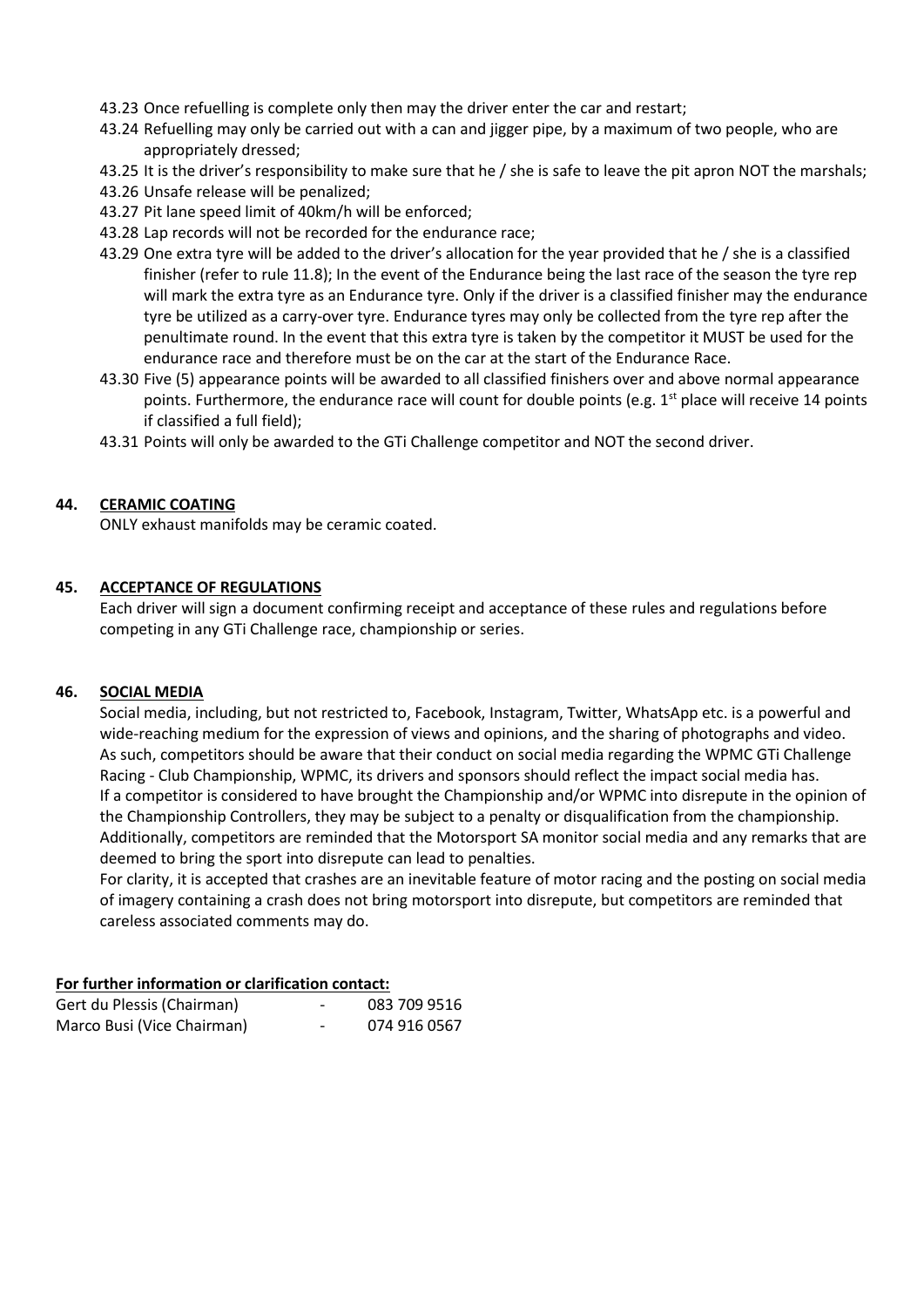43.23 Once refuelling is complete only then may the driver enter the car and restart;

43.24 Refuelling may only be carried out with a can and jigger pipe, by a maximum of two people, who are appropriately dressed;

43.25 It is the driver's responsibility to make sure that he / she is safe to leave the pit apron NOT the marshals;

43.26 Unsafe release will be penalized;

43.27 Pit lane speed limit of 40km/h will be enforced;

43.28 Lap records will not be recorded for the endurance race;

43.29 One extra tyre will be added to the driver's allocation for the year provided that he / she is a classified finisher (refer to rule 11.8); In the event of the Endurance being the last race of the season the tyre rep will mark the extra tyre as an Endurance tyre. Only if the driver is a classified finisher may the endurance tyre be utilized as a carry-over tyre. Endurance tyres may only be collected from the tyre rep after the penultimate round. In the event that this extra tyre is taken by the competitor it MUST be used for the endurance race and therefore must be on the car at the start of the Endurance Race.

43.30 Five (5) appearance points will be awarded to all classified finishers over and above normal appearance points. Furthermore, the endurance race will count for double points (e.g. 1st place will receive 14 points if classified a full field);

43.31 Points will only be awarded to the GTi Challenge competitor and NOT the second driver.

## 44. CERAMIC COATING

ONLY exhaust manifolds may be ceramic coated.

## 45. ACCEPTANCE OF REGULATIONS

Each driver will sign a document confirming receipt and acceptance of these rules and regulations before competing in any GTi Challenge race, championship or series.

## 46. SOCIAL MEDIA

Social media, including, but not restricted to, Facebook, Instagram, Twitter, WhatsApp etc. is a powerful and wide-reaching medium for the expression of views and opinions, and the sharing of photographs and video. As such, competitors should be aware that their conduct on social media regarding the WPMC GTi Challenge Racing - Club Championship, WPMC, its drivers and sponsors should reflect the impact social media has.
If a competitor is considered to have brought the Championship and/or WPMC into disrepute in the opinion of the Championship Controllers, they may be subject to a penalty or disqualification from the championship.
Additionally, competitors are reminded that the Motorsport SA monitor social media and any remarks that are deemed to bring the sport into disrepute can lead to penalties.
For clarity, it is accepted that crashes are an inevitable feature of motor racing and the posting on social media of imagery containing a crash does not bring motorsport into disrepute, but competitors are reminded that careless associated comments may do.

**For further information or clarification contact:**

| | | |
|---|---|---|
| Gert du Plessis (Chairman) | - | 083 709 9516 |
| Marco Busi (Vice Chairman) | - | 074 916 0567 |